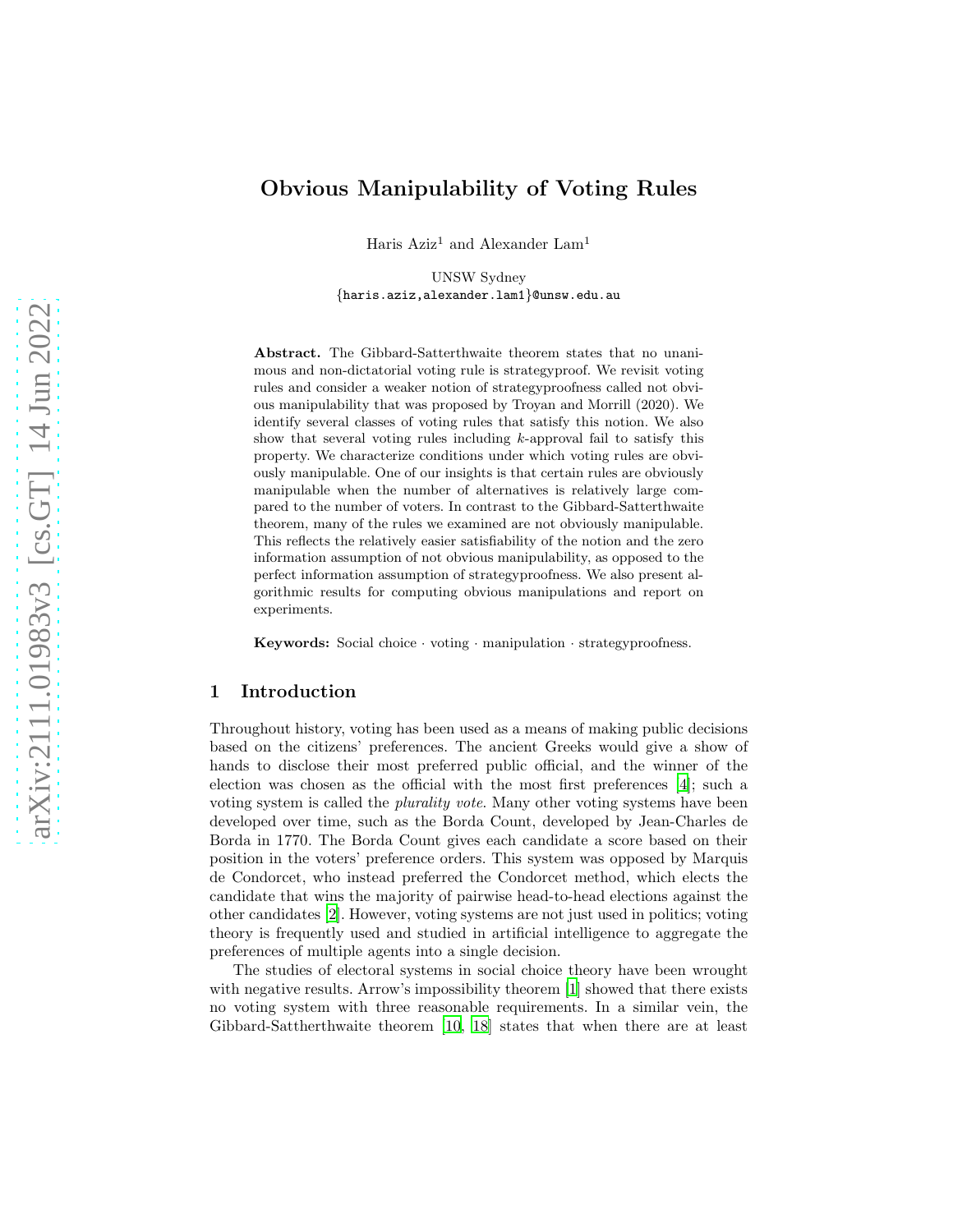# Obvious Manipulability of Voting Rules

Haris Aziz[1] and Alexander Lam[1]

UNSW Sydney
{haris.aziz,alexander.lam1}@unsw.edu.au

**Abstract.** The Gibbard-Satterthwaite theorem states that no unanimous and non-dictatorial voting rule is strategyproof. We revisit voting rules and consider a weaker notion of strategyproofness called not obvious manipulability that was proposed by Troyan and Morrill (2020). We identify several classes of voting rules that satisfy this notion. We also show that several voting rules including $k$-approval fail to satisfy this property. We characterize conditions under which voting rules are obviously manipulable. One of our insights is that certain rules are obviously manipulable when the number of alternatives is relatively large compared to the number of voters. In contrast to the Gibbard-Satterthwaite theorem, many of the rules we examined are not obviously manipulable. This reflects the relatively easier satisfiability of the notion and the zero information assumption of not obvious manipulability, as opposed to the perfect information assumption of strategyproofness. We also present algorithmic results for computing obvious manipulations and report on experiments.

**Keywords:** Social choice · voting · manipulation · strategyproofness.

## 1 Introduction

Throughout history, voting has been used as a means of making public decisions based on the citizens' preferences. The ancient Greeks would give a show of hands to disclose their most preferred public official, and the winner of the election was chosen as the official with the most first preferences [4]; such a voting system is called the *plurality vote*. Many other voting systems have been developed over time, such as the Borda Count, developed by Jean-Charles de Borda in 1770. The Borda Count gives each candidate a score based on their position in the voters' preference orders. This system was opposed by Marquis de Condorcet, who instead preferred the Condorcet method, which elects the candidate that wins the majority of pairwise head-to-head elections against the other candidates [2]. However, voting systems are not just used in politics; voting theory is frequently used and studied in artificial intelligence to aggregate the preferences of multiple agents into a single decision.

The studies of electoral systems in social choice theory have been wrought with negative results. Arrow's impossibility theorem [1] showed that there exists no voting system with three reasonable requirements. In a similar vein, the Gibbard-Sattherthwaite theorem [10, 18] states that when there are at least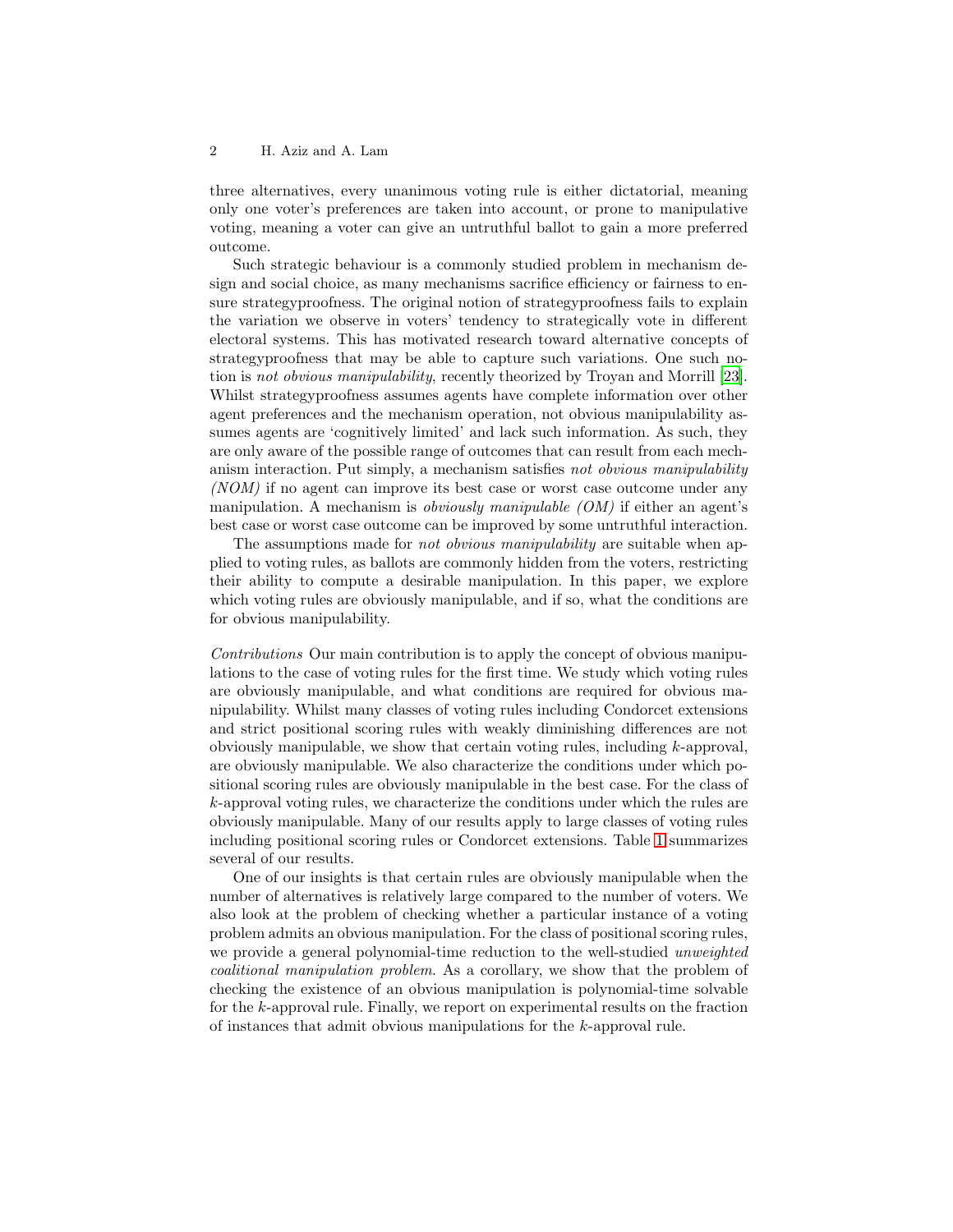three alternatives, every unanimous voting rule is either dictatorial, meaning only one voter's preferences are taken into account, or prone to manipulative voting, meaning a voter can give an untruthful ballot to gain a more preferred outcome.

Such strategic behaviour is a commonly studied problem in mechanism design and social choice, as many mechanisms sacrifice efficiency or fairness to ensure strategyproofness. The original notion of strategyproofness fails to explain the variation we observe in voters' tendency to strategically vote in different electoral systems. This has motivated research toward alternative concepts of strategyproofness that may be able to capture such variations. One such notion is *not obvious manipulability*, recently theorized by Troyan and Morrill [23]. Whilst strategyproofness assumes agents have complete information over other agent preferences and the mechanism operation, not obvious manipulability assumes agents are 'cognitively limited' and lack such information. As such, they are only aware of the possible range of outcomes that can result from each mechanism interaction. Put simply, a mechanism satisfies *not obvious manipulability (NOM)* if no agent can improve its best case or worst case outcome under any manipulation. A mechanism is *obviously manipulable (OM)* if either an agent's best case or worst case outcome can be improved by some untruthful interaction.

The assumptions made for *not obvious manipulability* are suitable when applied to voting rules, as ballots are commonly hidden from the voters, restricting their ability to compute a desirable manipulation. In this paper, we explore which voting rules are obviously manipulable, and if so, what the conditions are for obvious manipulability.

*Contributions* Our main contribution is to apply the concept of obvious manipulations to the case of voting rules for the first time. We study which voting rules are obviously manipulable, and what conditions are required for obvious manipulability. Whilst many classes of voting rules including Condorcet extensions and strict positional scoring rules with weakly diminishing differences are not obviously manipulable, we show that certain voting rules, including $k$-approval, are obviously manipulable. We also characterize the conditions under which positional scoring rules are obviously manipulable in the best case. For the class of $k$-approval voting rules, we characterize the conditions under which the rules are obviously manipulable. Many of our results apply to large classes of voting rules including positional scoring rules or Condorcet extensions. Table 1 summarizes several of our results.

One of our insights is that certain rules are obviously manipulable when the number of alternatives is relatively large compared to the number of voters. We also look at the problem of checking whether a particular instance of a voting problem admits an obvious manipulation. For the class of positional scoring rules, we provide a general polynomial-time reduction to the well-studied *unweighted coalitional manipulation problem*. As a corollary, we show that the problem of checking the existence of an obvious manipulation is polynomial-time solvable for the $k$-approval rule. Finally, we report on experimental results on the fraction of instances that admit obvious manipulations for the $k$-approval rule.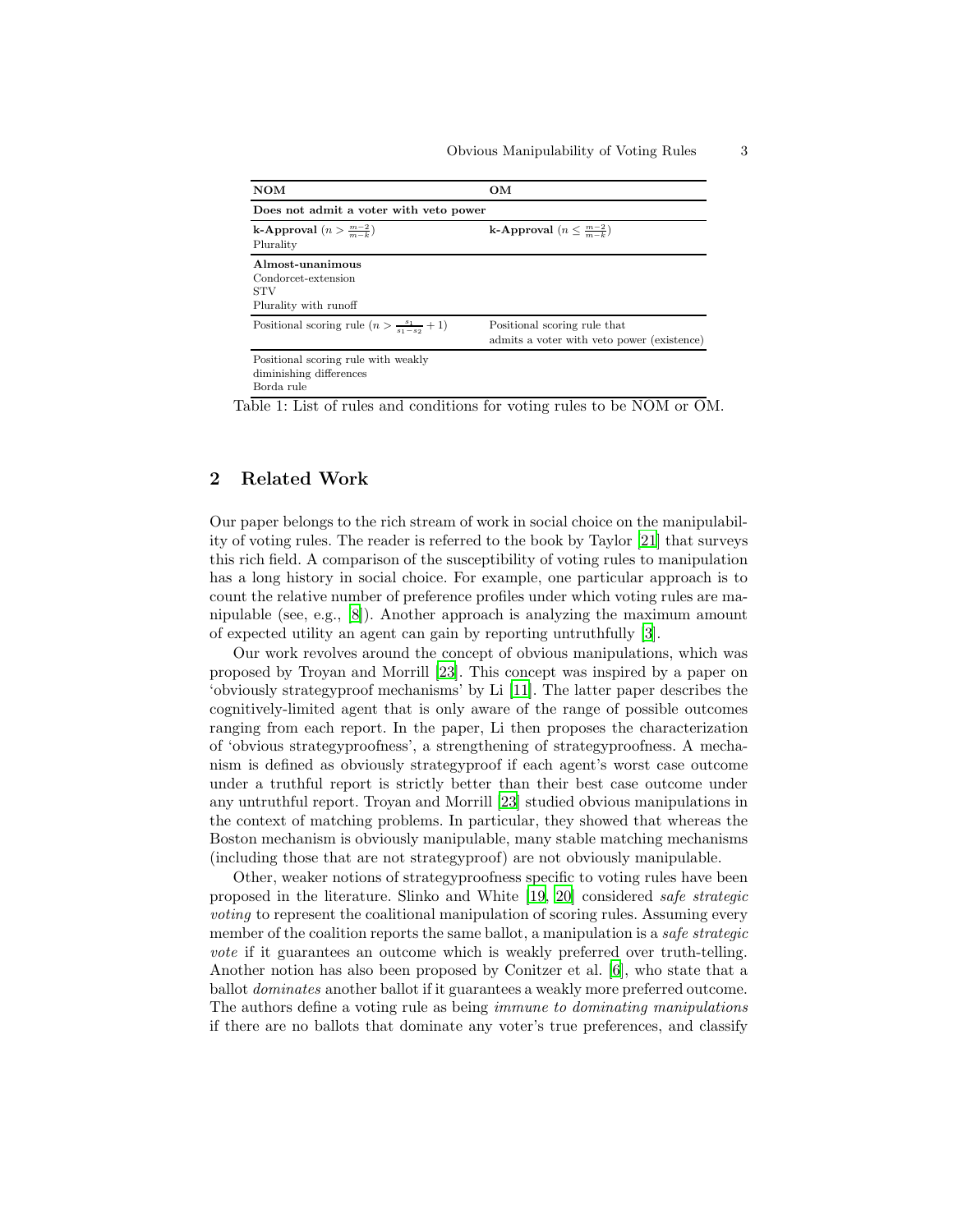| **NOM** | **OM** |
|---|---|
| **Does not admit a voter with veto power** | |
| **k-Approval** ($n > \frac{m-2}{m-k}$)<br>Plurality | **k-Approval** ($n \leq \frac{m-2}{m-k}$) |
| **Almost-unanimous**<br>Condorcet-extension<br>STV<br>Plurality with runoff | |
| Positional scoring rule ($n > \frac{s_1}{s_1 - s_2} + 1$) | Positional scoring rule that admits a voter with veto power (existence) |
| Positional scoring rule with weakly diminishing differences<br>Borda rule | |

Table 1: List of rules and conditions for voting rules to be NOM or OM.

## 2 Related Work

Our paper belongs to the rich stream of work in social choice on the manipulability of voting rules. The reader is referred to the book by Taylor [21] that surveys this rich field. A comparison of the susceptibility of voting rules to manipulation has a long history in social choice. For example, one particular approach is to count the relative number of preference profiles under which voting rules are manipulable (see, e.g., [8]). Another approach is analyzing the maximum amount of expected utility an agent can gain by reporting untruthfully [3].

Our work revolves around the concept of obvious manipulations, which was proposed by Troyan and Morrill [23]. This concept was inspired by a paper on 'obviously strategyproof mechanisms' by Li [11]. The latter paper describes the cognitively-limited agent that is only aware of the range of possible outcomes ranging from each report. In the paper, Li then proposes the characterization of 'obvious strategyproofness', a strengthening of strategyproofness. A mechanism is defined as obviously strategyproof if each agent's worst case outcome under a truthful report is strictly better than their best case outcome under any untruthful report. Troyan and Morrill [23] studied obvious manipulations in the context of matching problems. In particular, they showed that whereas the Boston mechanism is obviously manipulable, many stable matching mechanisms (including those that are not strategyproof) are not obviously manipulable.

Other, weaker notions of strategyproofness specific to voting rules have been proposed in the literature. Slinko and White [19, 20] considered *safe strategic voting* to represent the coalitional manipulation of scoring rules. Assuming every member of the coalition reports the same ballot, a manipulation is a *safe strategic vote* if it guarantees an outcome which is weakly preferred over truth-telling. Another notion has also been proposed by Conitzer et al. [6], who state that a ballot *dominates* another ballot if it guarantees a weakly more preferred outcome. The authors define a voting rule as being *immune to dominating manipulations* if there are no ballots that dominate any voter's true preferences, and classify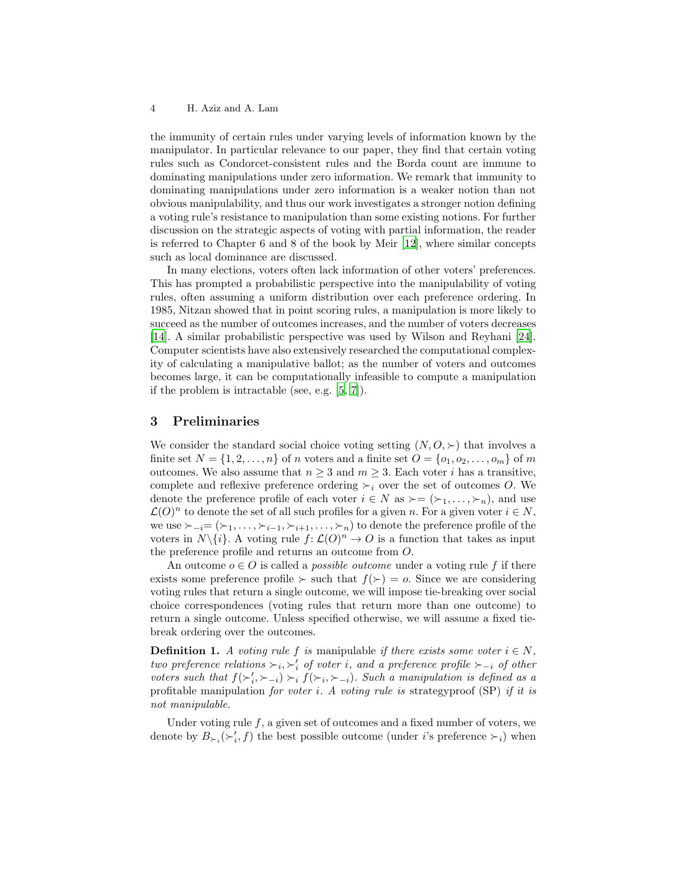the immunity of certain rules under varying levels of information known by the manipulator. In particular relevance to our paper, they find that certain voting rules such as Condorcet-consistent rules and the Borda count are immune to dominating manipulations under zero information. We remark that immunity to dominating manipulations under zero information is a weaker notion than not obvious manipulability, and thus our work investigates a stronger notion defining a voting rule's resistance to manipulation than some existing notions. For further discussion on the strategic aspects of voting with partial information, the reader is referred to Chapter 6 and 8 of the book by Meir [12], where similar concepts such as local dominance are discussed.

In many elections, voters often lack information of other voters' preferences. This has prompted a probabilistic perspective into the manipulability of voting rules, often assuming a uniform distribution over each preference ordering. In 1985, Nitzan showed that in point scoring rules, a manipulation is more likely to succeed as the number of outcomes increases, and the number of voters decreases [14]. A similar probabilistic perspective was used by Wilson and Reyhani [24]. Computer scientists have also extensively researched the computational complexity of calculating a manipulative ballot; as the number of voters and outcomes becomes large, it can be computationally infeasible to compute a manipulation if the problem is intractable (see, e.g. [5, 7]).

## 3 Preliminaries

We consider the standard social choice voting setting $(N, O, \succ)$ that involves a finite set $N = \{1, 2, \ldots, n\}$ of $n$ voters and a finite set $O = \{o_1, o_2, \ldots, o_m\}$ of $m$ outcomes. We also assume that $n \geq 3$ and $m \geq 3$. Each voter $i$ has a transitive, complete and reflexive preference ordering $\succ_i$ over the set of outcomes $O$. We denote the preference profile of each voter $i \in N$ as $\succ = (\succ_1, \ldots, \succ_n)$, and use $\mathcal{L}(O)^n$ to denote the set of all such profiles for a given $n$. For a given voter $i \in N$, we use $\succ_{-i} = (\succ_1, \ldots, \succ_{i-1}, \succ_{i+1}, \ldots, \succ_n)$ to denote the preference profile of the voters in $N \backslash \{i\}$. A voting rule $f \colon \mathcal{L}(O)^n \to O$ is a function that takes as input the preference profile and returns an outcome from $O$.

An outcome $o \in O$ is called a *possible outcome* under a voting rule $f$ if there exists some preference profile $\succ$ such that $f(\succ) = o$. Since we are considering voting rules that return a single outcome, we will impose tie-breaking over social choice correspondences (voting rules that return more than one outcome) to return a single outcome. Unless specified otherwise, we will assume a fixed tie-break ordering over the outcomes.

**Definition 1.** *A voting rule $f$ is* manipulable *if there exists some voter $i \in N$, two preference relations $\succ_i, \succ_i'$ of voter $i$, and a preference profile $\succ_{-i}$ of other voters such that $f(\succ_i', \succ_{-i}) \succ_i f(\succ_i, \succ_{-i})$. Such a manipulation is defined as a* profitable manipulation *for voter $i$. A voting rule is* strategyproof (SP) *if it is not manipulable.*

Under voting rule $f$, a given set of outcomes and a fixed number of voters, we denote by $B_{\succ_i}(\succ_i', f)$ the best possible outcome (under $i$'s preference $\succ_i$) when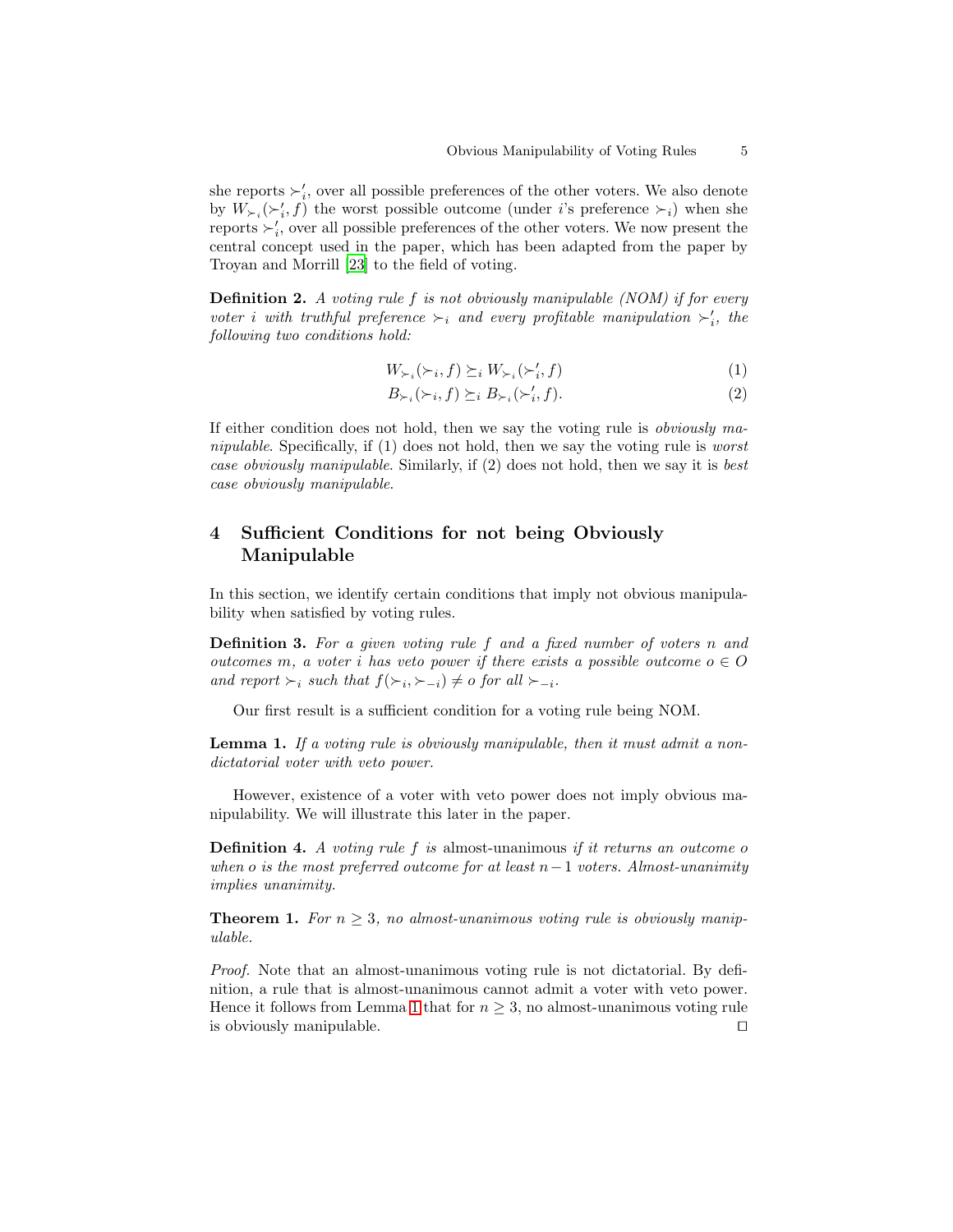she reports $\succ_i'$, over all possible preferences of the other voters. We also denote by $W_{\succ_i}(\succ_i', f)$ the worst possible outcome (under $i$'s preference $\succ_i$) when she reports $\succ_i'$, over all possible preferences of the other voters. We now present the central concept used in the paper, which has been adapted from the paper by Troyan and Morrill [23] to the field of voting.

**Definition 2.** *A voting rule $f$ is not obviously manipulable (NOM) if for every voter $i$ with truthful preference $\succ_i$ and every profitable manipulation $\succ_i'$, the following two conditions hold:*

$$W_{\succ_i}(\succ_i, f) \succeq_i W_{\succ_i}(\succ_i', f) \tag{1}$$

$$B_{\succ_i}(\succ_i, f) \succeq_i B_{\succ_i}(\succ_i', f). \tag{2}$$

If either condition does not hold, then we say the voting rule is *obviously manipulable*. Specifically, if (1) does not hold, then we say the voting rule is *worst case obviously manipulable*. Similarly, if (2) does not hold, then we say it is *best case obviously manipulable*.

## 4 Sufficient Conditions for not being Obviously Manipulable

In this section, we identify certain conditions that imply not obvious manipulability when satisfied by voting rules.

**Definition 3.** *For a given voting rule $f$ and a fixed number of voters $n$ and outcomes $m$, a voter $i$ has veto power if there exists a possible outcome $o \in O$ and report $\succ_i$ such that $f(\succ_i, \succ_{-i}) \neq o$ for all $\succ_{-i}$.*

Our first result is a sufficient condition for a voting rule being NOM.

**Lemma 1.** *If a voting rule is obviously manipulable, then it must admit a non-dictatorial voter with veto power.*

However, existence of a voter with veto power does not imply obvious manipulability. We will illustrate this later in the paper.

**Definition 4.** *A voting rule $f$ is* almost-unanimous *if it returns an outcome $o$ when $o$ is the most preferred outcome for at least $n-1$ voters. Almost-unanimity implies unanimity.*

**Theorem 1.** *For $n \geq 3$, no almost-unanimous voting rule is obviously manipulable.*

*Proof.* Note that an almost-unanimous voting rule is not dictatorial. By definition, a rule that is almost-unanimous cannot admit a voter with veto power. Hence it follows from Lemma 1 that for $n \geq 3$, no almost-unanimous voting rule is obviously manipulable. ◻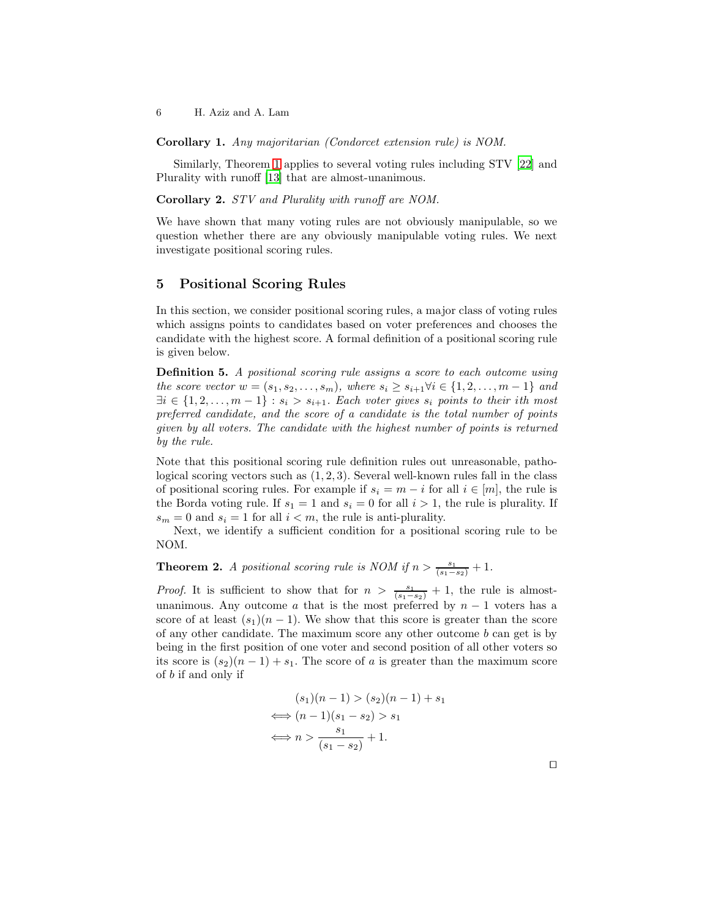**Corollary 1.** *Any majoritarian (Condorcet extension rule) is NOM.*

Similarly, Theorem 1 applies to several voting rules including STV [22] and Plurality with runoff [13] that are almost-unanimous.

**Corollary 2.** *STV and Plurality with runoff are NOM.*

We have shown that many voting rules are not obviously manipulable, so we question whether there are any obviously manipulable voting rules. We next investigate positional scoring rules.

## 5 Positional Scoring Rules

In this section, we consider positional scoring rules, a major class of voting rules which assigns points to candidates based on voter preferences and chooses the candidate with the highest score. A formal definition of a positional scoring rule is given below.

**Definition 5.** *A positional scoring rule assigns a score to each outcome using the score vector $w = (s_1, s_2, \ldots, s_m)$, where $s_i \geq s_{i+1} \forall i \in \{1, 2, \ldots, m-1\}$ and $\exists i \in \{1, 2, \ldots, m-1\} : s_i > s_{i+1}$. Each voter gives $s_i$ points to their ith most preferred candidate, and the score of a candidate is the total number of points given by all voters. The candidate with the highest number of points is returned by the rule.*

Note that this positional scoring rule definition rules out unreasonable, pathological scoring vectors such as $(1, 2, 3)$. Several well-known rules fall in the class of positional scoring rules. For example if $s_i = m - i$ for all $i \in [m]$, the rule is the Borda voting rule. If $s_1 = 1$ and $s_i = 0$ for all $i > 1$, the rule is plurality. If $s_m = 0$ and $s_i = 1$ for all $i < m$, the rule is anti-plurality.

Next, we identify a sufficient condition for a positional scoring rule to be NOM.

**Theorem 2.** *A positional scoring rule is NOM if $n > \frac{s_1}{(s_1 - s_2)} + 1$.*

*Proof.* It is sufficient to show that for $n > \frac{s_1}{(s_1 - s_2)} + 1$, the rule is almost-unanimous. Any outcome $a$ that is the most preferred by $n-1$ voters has a score of at least $(s_1)(n-1)$. We show that this score is greater than the score of any other candidate. The maximum score any other outcome $b$ can get is by being in the first position of one voter and second position of all other voters so its score is $(s_2)(n-1) + s_1$. The score of $a$ is greater than the maximum score of $b$ if and only if

$$
\begin{aligned}
& (s_1)(n-1) > (s_2)(n-1) + s_1 \\
\iff & (n-1)(s_1 - s_2) > s_1 \\
\iff & n > \frac{s_1}{(s_1 - s_2)} + 1.
\end{aligned}
$$

□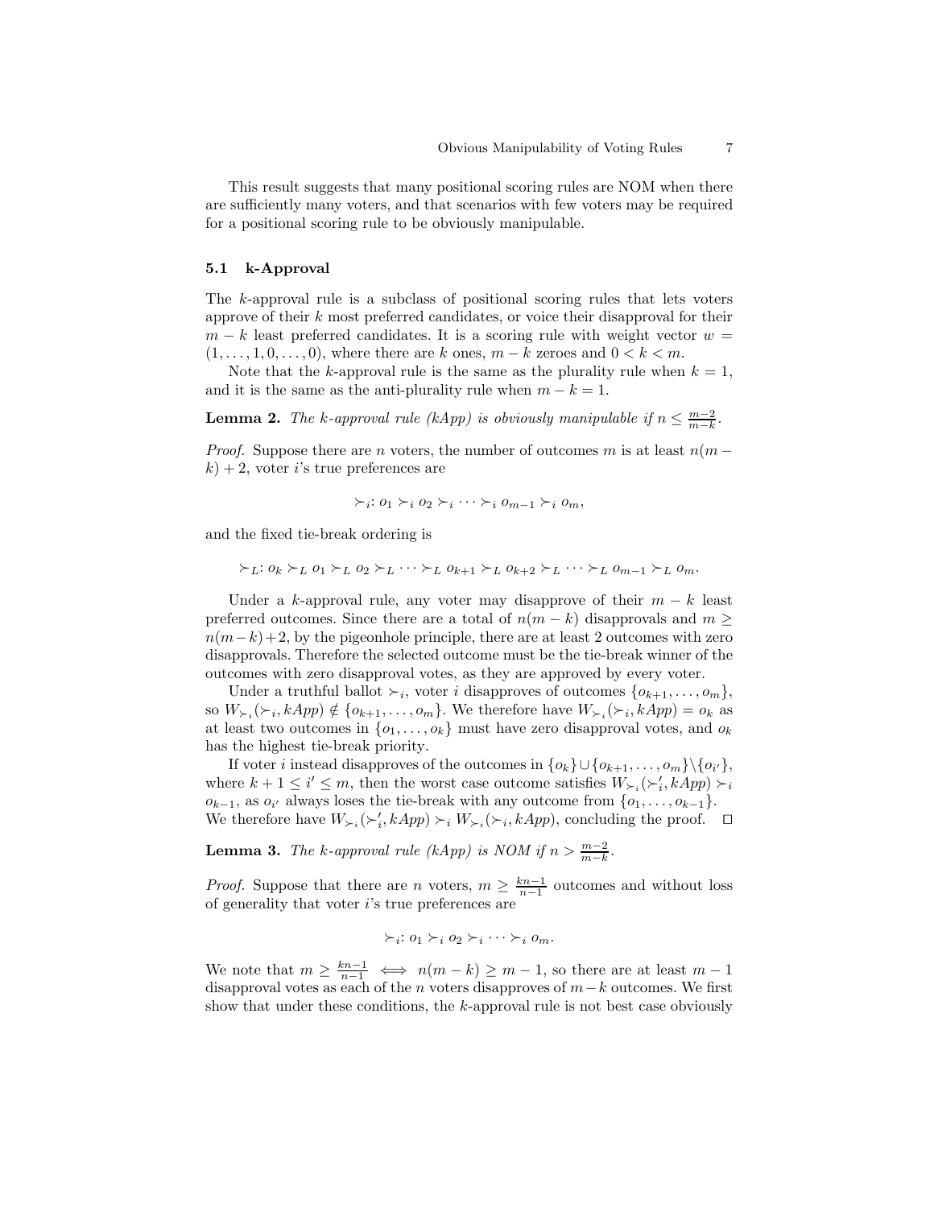This result suggests that many positional scoring rules are NOM when there are sufficiently many voters, and that scenarios with few voters may be required for a positional scoring rule to be obviously manipulable.

### 5.1 k-Approval

The $k$-approval rule is a subclass of positional scoring rules that lets voters approve of their $k$ most preferred candidates, or voice their disapproval for their $m-k$ least preferred candidates. It is a scoring rule with weight vector $w = (1, \ldots, 1, 0, \ldots, 0)$, where there are $k$ ones, $m-k$ zeroes and $0 < k < m$.

Note that the $k$-approval rule is the same as the plurality rule when $k = 1$, and it is the same as the anti-plurality rule when $m - k = 1$.

**Lemma 2.** *The k-approval rule (kApp) is obviously manipulable if $n \leq \frac{m-2}{m-k}$.*

*Proof.* Suppose there are $n$ voters, the number of outcomes $m$ is at least $n(m-k)+2$, voter $i$'s true preferences are

$$\succ_i : o_1 \succ_i o_2 \succ_i \cdots \succ_i o_{m-1} \succ_i o_m,$$

and the fixed tie-break ordering is

$$\succ_L : o_k \succ_L o_1 \succ_L o_2 \succ_L \cdots \succ_L o_{k+1} \succ_L o_{k+2} \succ_L \cdots \succ_L o_{m-1} \succ_L o_m.$$

Under a $k$-approval rule, any voter may disapprove of their $m-k$ least preferred outcomes. Since there are a total of $n(m-k)$ disapprovals and $m \geq n(m-k)+2$, by the pigeonhole principle, there are at least 2 outcomes with zero disapprovals. Therefore the selected outcome must be the tie-break winner of the outcomes with zero disapproval votes, as they are approved by every voter.

Under a truthful ballot $\succ_i$, voter $i$ disapproves of outcomes $\{o_{k+1}, \ldots, o_m\}$, so $W_{\succ_i}(\succ_i, kApp) \notin \{o_{k+1}, \ldots, o_m\}$. We therefore have $W_{\succ_i}(\succ_i, kApp) = o_k$ as at least two outcomes in $\{o_1, \ldots, o_k\}$ must have zero disapproval votes, and $o_k$ has the highest tie-break priority.

If voter $i$ instead disapproves of the outcomes in $\{o_k\} \cup \{o_{k+1}, \ldots, o_m\} \setminus \{o_{i'}\}$, where $k+1 \leq i' \leq m$, then the worst case outcome satisfies $W_{\succ_i}(\succ_i', kApp) \succ_i o_{k-1}$, as $o_{i'}$ always loses the tie-break with any outcome from $\{o_1, \ldots, o_{k-1}\}$. We therefore have $W_{\succ_i}(\succ_i', kApp) \succ_i W_{\succ_i}(\succ_i, kApp)$, concluding the proof. $\square$

**Lemma 3.** *The k-approval rule (kApp) is NOM if $n > \frac{m-2}{m-k}$.*

*Proof.* Suppose that there are $n$ voters, $m \geq \frac{kn-1}{n-1}$ outcomes and without loss of generality that voter $i$'s true preferences are

$$\succ_i : o_1 \succ_i o_2 \succ_i \cdots \succ_i o_m.$$

We note that $m \geq \frac{kn-1}{n-1} \iff n(m-k) \geq m-1$, so there are at least $m-1$ disapproval votes as each of the $n$ voters disapproves of $m-k$ outcomes. We first show that under these conditions, the $k$-approval rule is not best case obviously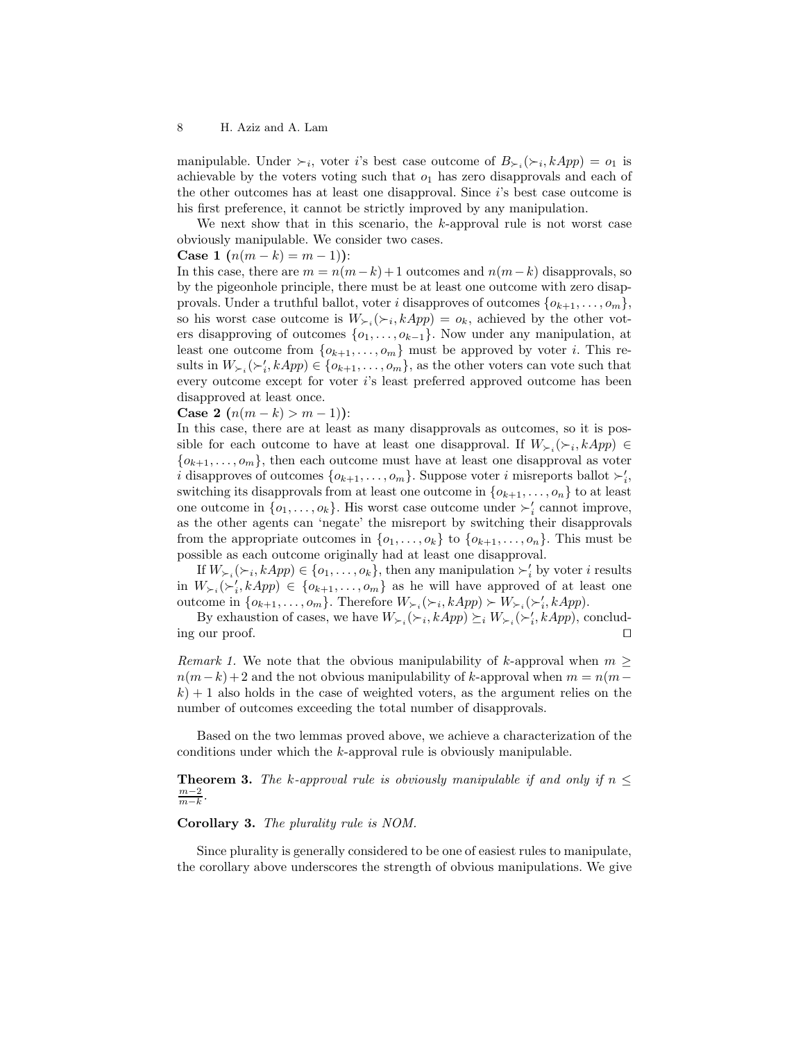manipulable. Under $\succ_i$, voter $i$'s best case outcome of $B_{\succ_i}(\succ_i, kApp) = o_1$ is achievable by the voters voting such that $o_1$ has zero disapprovals and each of the other outcomes has at least one disapproval. Since $i$'s best case outcome is his first preference, it cannot be strictly improved by any manipulation.

We next show that in this scenario, the $k$-approval rule is not worst case obviously manipulable. We consider two cases.

**Case 1 ($n(m-k) = m-1$):**
In this case, there are $m = n(m-k)+1$ outcomes and $n(m-k)$ disapprovals, so by the pigeonhole principle, there must be at least one outcome with zero disapprovals. Under a truthful ballot, voter $i$ disapproves of outcomes $\{o_{k+1}, \ldots, o_m\}$, so his worst case outcome is $W_{\succ_i}(\succ_i, kApp) = o_k$, achieved by the other voters disapproving of outcomes $\{o_1, \ldots, o_{k-1}\}$. Now under any manipulation, at least one outcome from $\{o_{k+1}, \ldots, o_m\}$ must be approved by voter $i$. This results in $W_{\succ_i}(\succ_i', kApp) \in \{o_{k+1}, \ldots, o_m\}$, as the other voters can vote such that every outcome except for voter $i$'s least preferred approved outcome has been disapproved at least once.

**Case 2 ($n(m-k) > m-1$):**
In this case, there are at least as many disapprovals as outcomes, so it is possible for each outcome to have at least one disapproval. If $W_{\succ_i}(\succ_i, kApp) \in \{o_{k+1}, \ldots, o_m\}$, then each outcome must have at least one disapproval as voter $i$ disapproves of outcomes $\{o_{k+1}, \ldots, o_m\}$. Suppose voter $i$ misreports ballot $\succ_i'$, switching its disapprovals from at least one outcome in $\{o_{k+1}, \ldots, o_n\}$ to at least one outcome in $\{o_1, \ldots, o_k\}$. His worst case outcome under $\succ_i'$ cannot improve, as the other agents can 'negate' the misreport by switching their disapprovals from the appropriate outcomes in $\{o_1, \ldots, o_k\}$ to $\{o_{k+1}, \ldots, o_n\}$. This must be possible as each outcome originally had at least one disapproval.

If $W_{\succ_i}(\succ_i, kApp) \in \{o_1, \ldots, o_k\}$, then any manipulation $\succ_i'$ by voter $i$ results in $W_{\succ_i}(\succ_i', kApp) \in \{o_{k+1}, \ldots, o_m\}$ as he will have approved of at least one outcome in $\{o_{k+1}, \ldots, o_m\}$. Therefore $W_{\succ_i}(\succ_i, kApp) \succ W_{\succ_i}(\succ_i', kApp)$.

By exhaustion of cases, we have $W_{\succ_i}(\succ_i, kApp) \succeq_i W_{\succ_i}(\succ_i', kApp)$, concluding our proof. ◻

*Remark 1.* We note that the obvious manipulability of $k$-approval when $m \geq n(m-k)+2$ and the not obvious manipulability of $k$-approval when $m = n(m-k)+1$ also holds in the case of weighted voters, as the argument relies on the number of outcomes exceeding the total number of disapprovals.

Based on the two lemmas proved above, we achieve a characterization of the conditions under which the $k$-approval rule is obviously manipulable.

**Theorem 3.** *The $k$-approval rule is obviously manipulable if and only if $n \leq \frac{m-2}{m-k}$.*

**Corollary 3.** *The plurality rule is NOM.*

Since plurality is generally considered to be one of easiest rules to manipulate, the corollary above underscores the strength of obvious manipulations. We give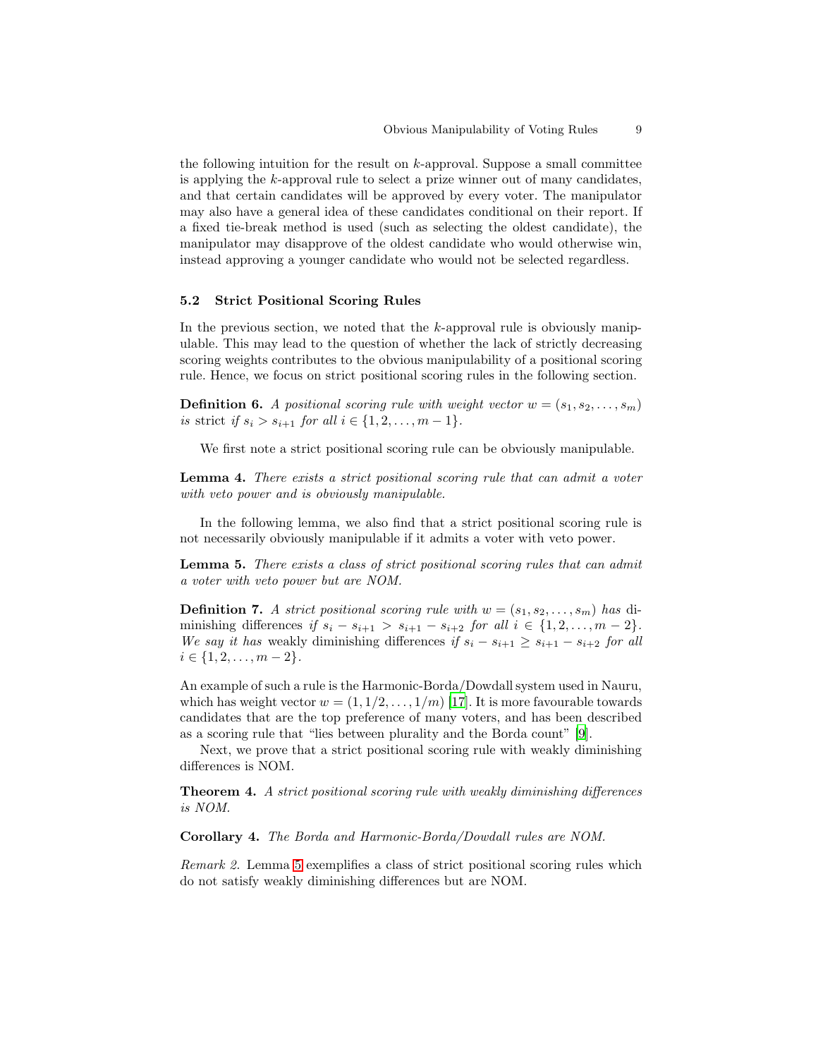the following intuition for the result on $k$-approval. Suppose a small committee is applying the $k$-approval rule to select a prize winner out of many candidates, and that certain candidates will be approved by every voter. The manipulator may also have a general idea of these candidates conditional on their report. If a fixed tie-break method is used (such as selecting the oldest candidate), the manipulator may disapprove of the oldest candidate who would otherwise win, instead approving a younger candidate who would not be selected regardless.

### 5.2 Strict Positional Scoring Rules

In the previous section, we noted that the $k$-approval rule is obviously manipulable. This may lead to the question of whether the lack of strictly decreasing scoring weights contributes to the obvious manipulability of a positional scoring rule. Hence, we focus on strict positional scoring rules in the following section.

**Definition 6.** *A positional scoring rule with weight vector $w = (s_1, s_2, \ldots, s_m)$ is* strict *if $s_i > s_{i+1}$ for all $i \in \{1, 2, \ldots, m-1\}$.*

We first note a strict positional scoring rule can be obviously manipulable.

**Lemma 4.** *There exists a strict positional scoring rule that can admit a voter with veto power and is obviously manipulable.*

In the following lemma, we also find that a strict positional scoring rule is not necessarily obviously manipulable if it admits a voter with veto power.

**Lemma 5.** *There exists a class of strict positional scoring rules that can admit a voter with veto power but are NOM.*

**Definition 7.** *A strict positional scoring rule with $w = (s_1, s_2, \ldots, s_m)$ has* diminishing differences *if $s_i - s_{i+1} > s_{i+1} - s_{i+2}$ for all $i \in \{1, 2, \ldots, m-2\}$. We say it has* weakly diminishing differences *if $s_i - s_{i+1} \geq s_{i+1} - s_{i+2}$ for all $i \in \{1, 2, \ldots, m-2\}$.*

An example of such a rule is the Harmonic-Borda/Dowdall system used in Nauru, which has weight vector $w = (1, 1/2, \ldots, 1/m)$ [17]. It is more favourable towards candidates that are the top preference of many voters, and has been described as a scoring rule that "lies between plurality and the Borda count" [9].

Next, we prove that a strict positional scoring rule with weakly diminishing differences is NOM.

**Theorem 4.** *A strict positional scoring rule with weakly diminishing differences is NOM.*

**Corollary 4.** *The Borda and Harmonic-Borda/Dowdall rules are NOM.*

*Remark 2.* Lemma 5 exemplifies a class of strict positional scoring rules which do not satisfy weakly diminishing differences but are NOM.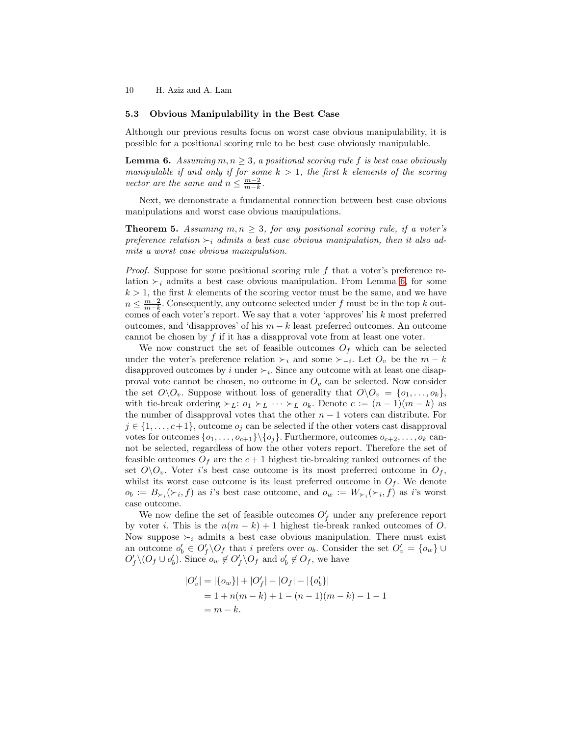### 5.3 Obvious Manipulability in the Best Case

Although our previous results focus on worst case obvious manipulability, it is possible for a positional scoring rule to be best case obviously manipulable.

**Lemma 6.** *Assuming $m, n \geq 3$, a positional scoring rule $f$ is best case obviously manipulable if and only if for some $k > 1$, the first $k$ elements of the scoring vector are the same and $n \leq \frac{m-2}{m-k}$.*

Next, we demonstrate a fundamental connection between best case obvious manipulations and worst case obvious manipulations.

**Theorem 5.** *Assuming $m, n \geq 3$, for any positional scoring rule, if a voter's preference relation $\succ_i$ admits a best case obvious manipulation, then it also admits a worst case obvious manipulation.*

*Proof.* Suppose for some positional scoring rule $f$ that a voter's preference relation $\succ_i$ admits a best case obvious manipulation. From Lemma 6, for some $k > 1$, the first $k$ elements of the scoring vector must be the same, and we have $n \leq \frac{m-2}{m-k}$. Consequently, any outcome selected under $f$ must be in the top $k$ outcomes of each voter's report. We say that a voter 'approves' his $k$ most preferred outcomes, and 'disapproves' of his $m-k$ least preferred outcomes. An outcome cannot be chosen by $f$ if it has a disapproval vote from at least one voter.

We now construct the set of feasible outcomes $O_f$ which can be selected under the voter's preference relation $\succ_i$ and some $\succ_{-i}$. Let $O_v$ be the $m-k$ disapproved outcomes by $i$ under $\succ_i$. Since any outcome with at least one disapproval vote cannot be chosen, no outcome in $O_v$ can be selected. Now consider the set $O \backslash O_v$. Suppose without loss of generality that $O \backslash O_v = \{o_1, \ldots, o_k\}$, with tie-break ordering $\succ_L$: $o_1 \succ_L \cdots \succ_L o_k$. Denote $c := (n-1)(m-k)$ as the number of disapproval votes that the other $n-1$ voters can distribute. For $j \in \{1, \ldots, c+1\}$, outcome $o_j$ can be selected if the other voters cast disapproval votes for outcomes $\{o_1, \ldots, o_{c+1}\} \backslash \{o_j\}$. Furthermore, outcomes $o_{c+2}, \ldots, o_k$ cannot be selected, regardless of how the other voters report. Therefore the set of feasible outcomes $O_f$ are the $c+1$ highest tie-breaking ranked outcomes of the set $O \backslash O_v$. Voter $i$'s best case outcome is its most preferred outcome in $O_f$, whilst its worst case outcome is its least preferred outcome in $O_f$. We denote $o_b := B_{\succ_i}(\succ_i, f)$ as $i$'s best case outcome, and $o_w := W_{\succ_i}(\succ_i, f)$ as $i$'s worst case outcome.

We now define the set of feasible outcomes $O'_f$ under any preference report by voter $i$. This is the $n(m-k)+1$ highest tie-break ranked outcomes of $O$. Now suppose $\succ_i$ admits a best case obvious manipulation. There must exist an outcome $o'_b \in O'_f \backslash O_f$ that $i$ prefers over $o_b$. Consider the set $O'_v = \{o_w\} \cup O'_f \backslash (O_f \cup o'_b)$. Since $o_w \notin O'_f \backslash O_f$ and $o'_b \notin O_f$, we have

$$
\begin{aligned}
|O'_v| &= |\{o_w\}| + |O'_f| - |O_f| - |\{o'_b\}| \\
&= 1 + n(m-k) + 1 - (n-1)(m-k) - 1 - 1 \\
&= m-k.
\end{aligned}
$$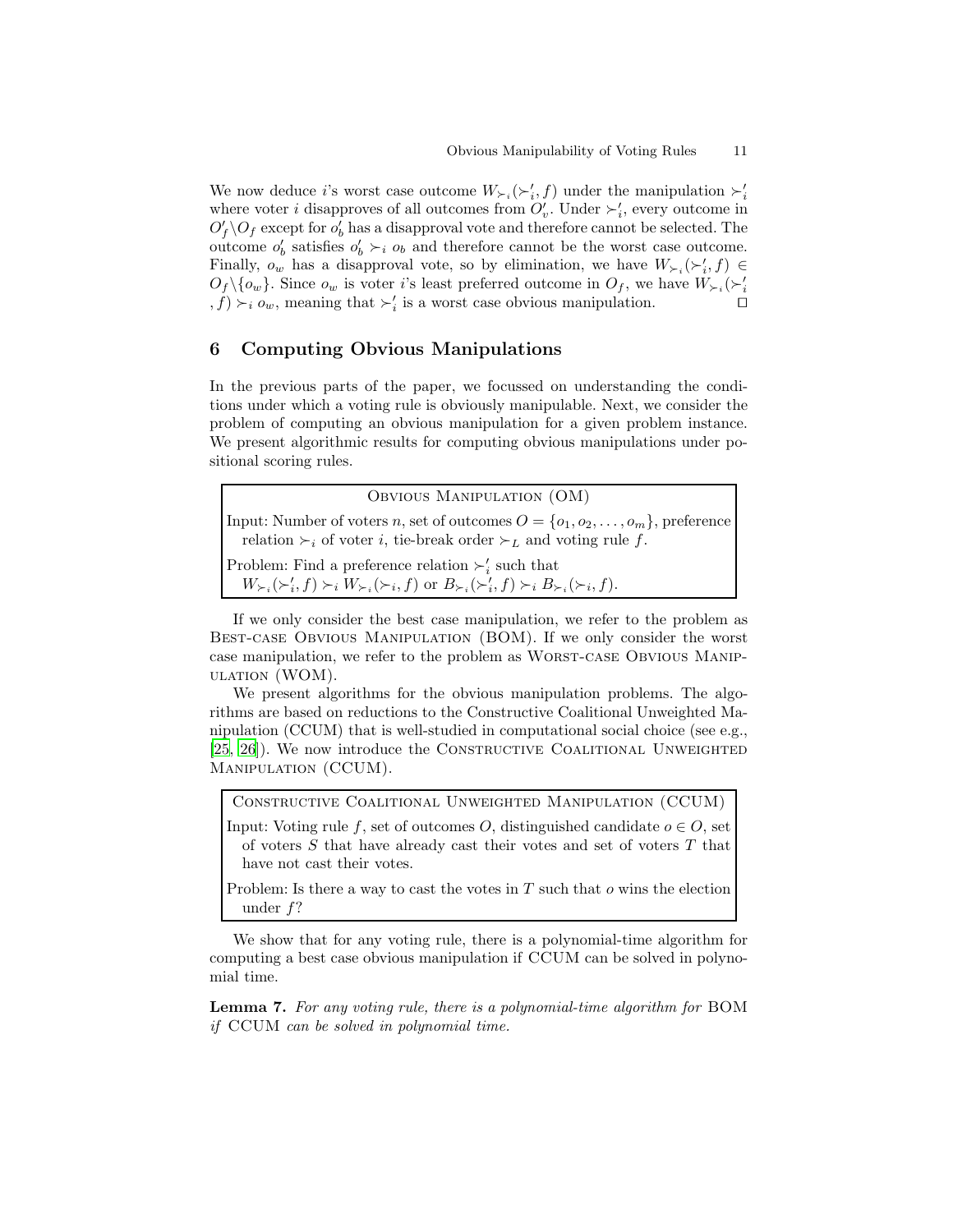We now deduce $i$'s worst case outcome $W_{\succ_i}(\succ'_i, f)$ under the manipulation $\succ'_i$ where voter $i$ disapproves of all outcomes from $O'_v$. Under $\succ'_i$, every outcome in $O'_f \backslash O_f$ except for $o'_b$ has a disapproval vote and therefore cannot be selected. The outcome $o'_b$ satisfies $o'_b \succ_i o_b$ and therefore cannot be the worst case outcome. Finally, $o_w$ has a disapproval vote, so by elimination, we have $W_{\succ_i}(\succ'_i, f) \in O_f \backslash \{o_w\}$. Since $o_w$ is voter $i$'s least preferred outcome in $O_f$, we have $W_{\succ_i}(\succ'_i, f) \succ_i o_w$, meaning that $\succ'_i$ is a worst case obvious manipulation. $\square$

## 6 Computing Obvious Manipulations

In the previous parts of the paper, we focussed on understanding the conditions under which a voting rule is obviously manipulable. Next, we consider the problem of computing an obvious manipulation for a given problem instance. We present algorithmic results for computing obvious manipulations under positional scoring rules.

> Obvious Manipulation (OM)
>
> Input: Number of voters $n$, set of outcomes $O = \{o_1, o_2, \ldots, o_m\}$, preference relation $\succ_i$ of voter $i$, tie-break order $\succ_L$ and voting rule $f$.
>
> Problem: Find a preference relation $\succ'_i$ such that $W_{\succ_i}(\succ'_i, f) \succ_i W_{\succ_i}(\succ_i, f)$ or $B_{\succ_i}(\succ'_i, f) \succ_i B_{\succ_i}(\succ_i, f)$.

If we only consider the best case manipulation, we refer to the problem as Best-case Obvious Manipulation (BOM). If we only consider the worst case manipulation, we refer to the problem as Worst-case Obvious Manipulation (WOM).

We present algorithms for the obvious manipulation problems. The algorithms are based on reductions to the Constructive Coalitional Unweighted Manipulation (CCUM) that is well-studied in computational social choice (see e.g., [25, 26]). We now introduce the Constructive Coalitional Unweighted Manipulation (CCUM).

> Constructive Coalitional Unweighted Manipulation (CCUM)
>
> Input: Voting rule $f$, set of outcomes $O$, distinguished candidate $o \in O$, set of voters $S$ that have already cast their votes and set of voters $T$ that have not cast their votes.
>
> Problem: Is there a way to cast the votes in $T$ such that $o$ wins the election under $f$?

We show that for any voting rule, there is a polynomial-time algorithm for computing a best case obvious manipulation if CCUM can be solved in polynomial time.

**Lemma 7.** *For any voting rule, there is a polynomial-time algorithm for* BOM *if* CCUM *can be solved in polynomial time.*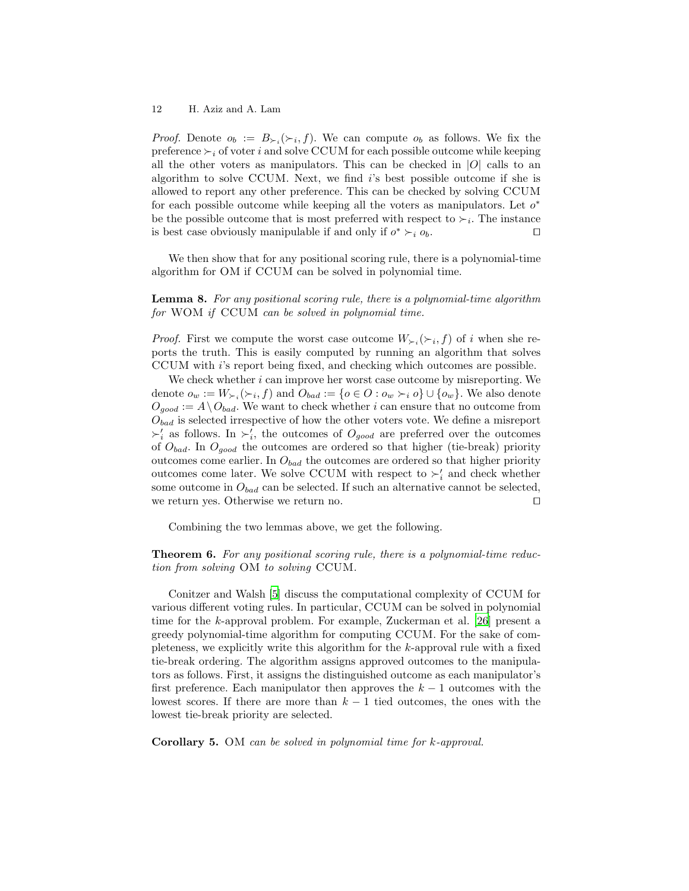*Proof.* Denote $o_b := B_{\succ_i}(\succ_i, f)$. We can compute $o_b$ as follows. We fix the preference $\succ_i$ of voter $i$ and solve CCUM for each possible outcome while keeping all the other voters as manipulators. This can be checked in $|O|$ calls to an algorithm to solve CCUM. Next, we find $i$'s best possible outcome if she is allowed to report any other preference. This can be checked by solving CCUM for each possible outcome while keeping all the voters as manipulators. Let $o^*$ be the possible outcome that is most preferred with respect to $\succ_i$. The instance is best case obviously manipulable if and only if $o^* \succ_i o_b$. ◻

We then show that for any positional scoring rule, there is a polynomial-time algorithm for OM if CCUM can be solved in polynomial time.

**Lemma 8.** *For any positional scoring rule, there is a polynomial-time algorithm for* WOM *if* CCUM *can be solved in polynomial time.*

*Proof.* First we compute the worst case outcome $W_{\succ_i}(\succ_i, f)$ of $i$ when she reports the truth. This is easily computed by running an algorithm that solves CCUM with $i$'s report being fixed, and checking which outcomes are possible.

We check whether $i$ can improve her worst case outcome by misreporting. We denote $o_w := W_{\succ_i}(\succ_i, f)$ and $O_{bad} := \{o \in O : o_w \succ_i o\} \cup \{o_w\}$. We also denote $O_{good} := A \setminus O_{bad}$. We want to check whether $i$ can ensure that no outcome from $O_{bad}$ is selected irrespective of how the other voters vote. We define a misreport $\succ_i'$ as follows. In $\succ_i'$, the outcomes of $O_{good}$ are preferred over the outcomes of $O_{bad}$. In $O_{good}$ the outcomes are ordered so that higher (tie-break) priority outcomes come earlier. In $O_{bad}$ the outcomes are ordered so that higher priority outcomes come later. We solve CCUM with respect to $\succ_i'$ and check whether some outcome in $O_{bad}$ can be selected. If such an alternative cannot be selected, we return yes. Otherwise we return no. ◻

Combining the two lemmas above, we get the following.

**Theorem 6.** *For any positional scoring rule, there is a polynomial-time reduction from solving* OM *to solving* CCUM.

Conitzer and Walsh [5] discuss the computational complexity of CCUM for various different voting rules. In particular, CCUM can be solved in polynomial time for the $k$-approval problem. For example, Zuckerman et al. [26] present a greedy polynomial-time algorithm for computing CCUM. For the sake of completeness, we explicitly write this algorithm for the $k$-approval rule with a fixed tie-break ordering. The algorithm assigns approved outcomes to the manipulators as follows. First, it assigns the distinguished outcome as each manipulator's first preference. Each manipulator then approves the $k-1$ outcomes with the lowest scores. If there are more than $k-1$ tied outcomes, the ones with the lowest tie-break priority are selected.

**Corollary 5.** OM *can be solved in polynomial time for $k$-approval.*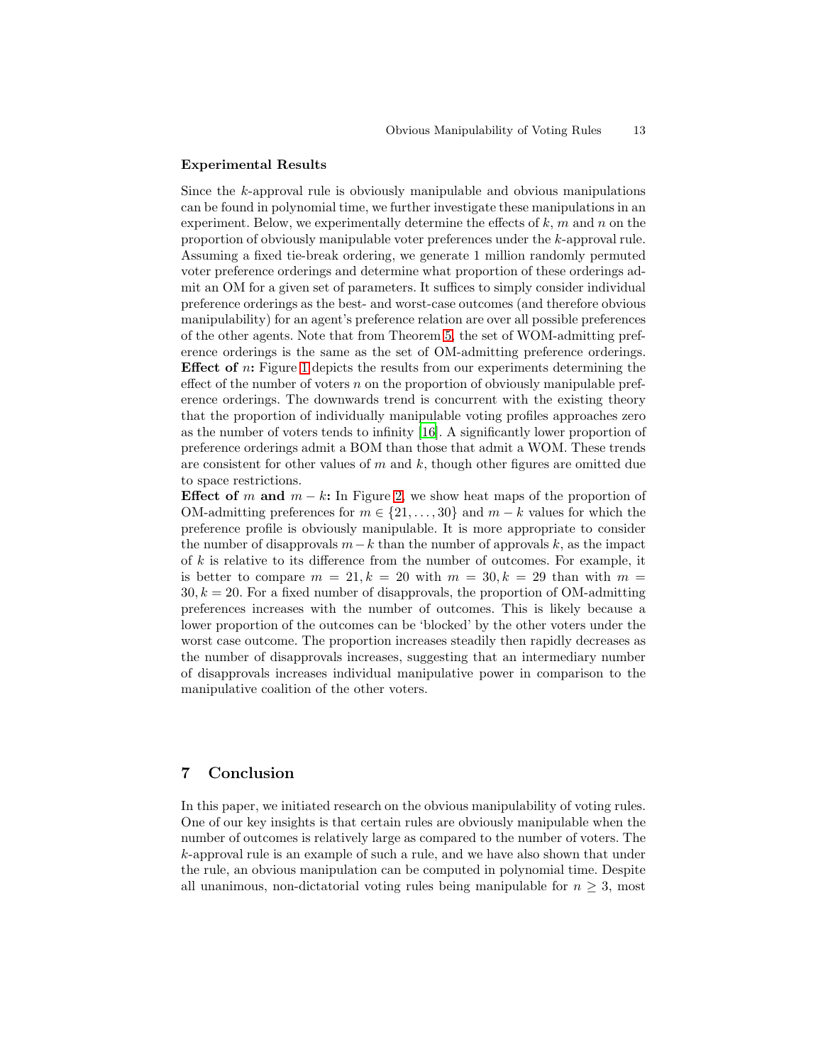**Experimental Results**

Since the $k$-approval rule is obviously manipulable and obvious manipulations can be found in polynomial time, we further investigate these manipulations in an experiment. Below, we experimentally determine the effects of $k$, $m$ and $n$ on the proportion of obviously manipulable voter preferences under the $k$-approval rule. Assuming a fixed tie-break ordering, we generate 1 million randomly permuted voter preference orderings and determine what proportion of these orderings admit an OM for a given set of parameters. It suffices to simply consider individual preference orderings as the best- and worst-case outcomes (and therefore obvious manipulability) for an agent's preference relation are over all possible preferences of the other agents. Note that from Theorem 5, the set of WOM-admitting preference orderings is the same as the set of OM-admitting preference orderings.
**Effect of $n$:** Figure 1 depicts the results from our experiments determining the effect of the number of voters $n$ on the proportion of obviously manipulable preference orderings. The downwards trend is concurrent with the existing theory that the proportion of individually manipulable voting profiles approaches zero as the number of voters tends to infinity [16]. A significantly lower proportion of preference orderings admit a BOM than those that admit a WOM. These trends are consistent for other values of $m$ and $k$, though other figures are omitted due to space restrictions.
**Effect of $m$ and $m - k$:** In Figure 2, we show heat maps of the proportion of OM-admitting preferences for $m \in \{21, \ldots, 30\}$ and $m - k$ values for which the preference profile is obviously manipulable. It is more appropriate to consider the number of disapprovals $m - k$ than the number of approvals $k$, as the impact of $k$ is relative to its difference from the number of outcomes. For example, it is better to compare $m = 21, k = 20$ with $m = 30, k = 29$ than with $m = 30, k = 20$. For a fixed number of disapprovals, the proportion of OM-admitting preferences increases with the number of outcomes. This is likely because a lower proportion of the outcomes can be 'blocked' by the other voters under the worst case outcome. The proportion increases steadily then rapidly decreases as the number of disapprovals increases, suggesting that an intermediary number of disapprovals increases individual manipulative power in comparison to the manipulative coalition of the other voters.

## 7 Conclusion

In this paper, we initiated research on the obvious manipulability of voting rules. One of our key insights is that certain rules are obviously manipulable when the number of outcomes is relatively large as compared to the number of voters. The $k$-approval rule is an example of such a rule, and we have also shown that under the rule, an obvious manipulation can be computed in polynomial time. Despite all unanimous, non-dictatorial voting rules being manipulable for $n \geq 3$, most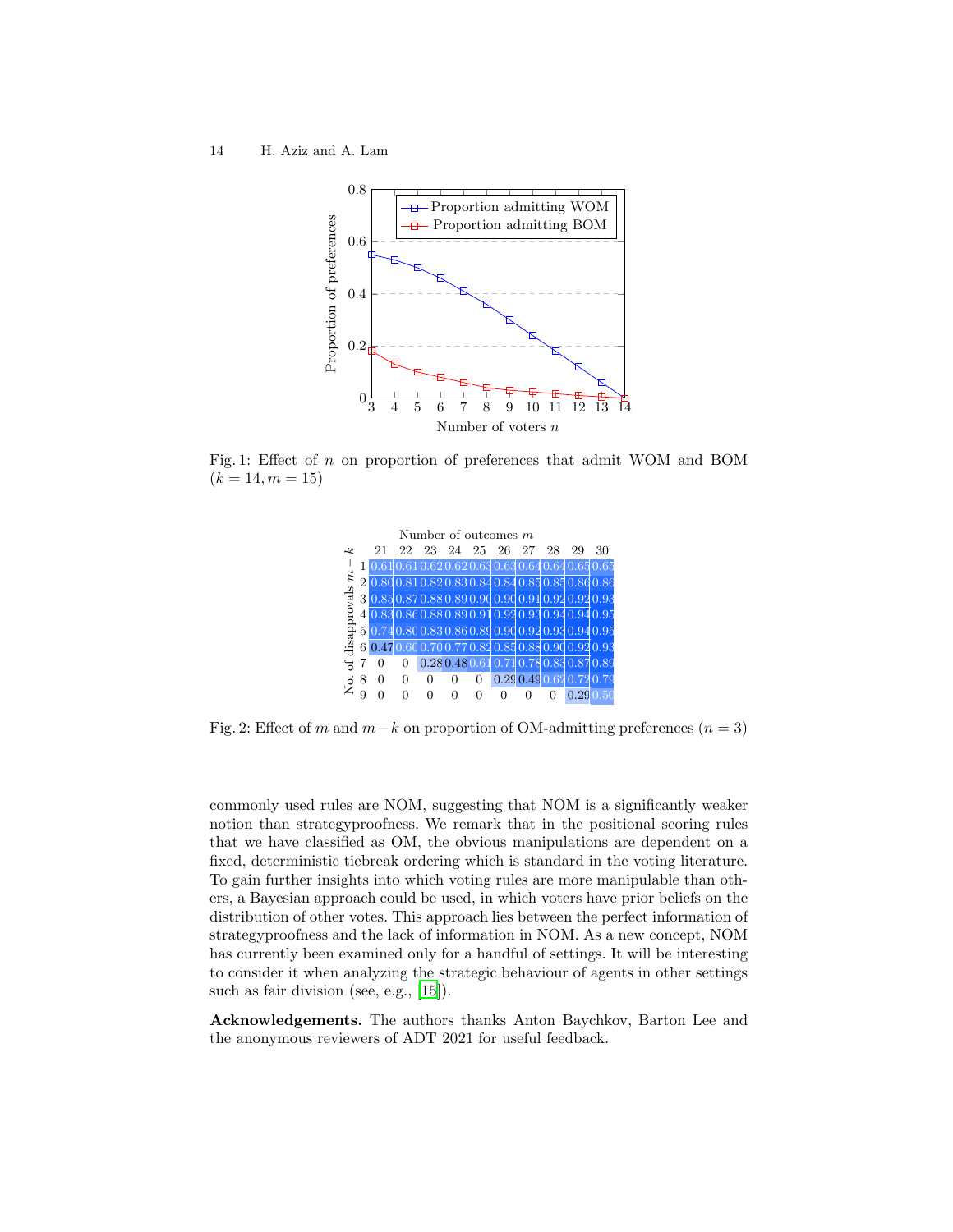Proportion of preferences

0.8

0.6

0.4

0.2

0

Proportion admitting WOM

Proportion admitting BOM

3 4 5 6 7 8 9 10 11 12 13 14

Number of voters $n$

Fig. 1: Effect of $n$ on proportion of preferences that admit WOM and BOM ($k = 14, m = 15$)

Number of outcomes $m$

21 22 23 24 25 26 27 28 29 30

No. of disapprovals $m - k$

1 0.61 0.61 0.62 0.62 0.63 0.63 0.64 0.64 0.65 0.65

2 0.80 0.81 0.82 0.83 0.84 0.84 0.85 0.85 0.86 0.86

3 0.85 0.87 0.88 0.89 0.90 0.90 0.91 0.92 0.92 0.93

4 0.83 0.86 0.88 0.89 0.91 0.92 0.93 0.94 0.94 0.95

5 0.74 0.80 0.83 0.86 0.89 0.90 0.92 0.93 0.94 0.95

6 0.47 0.60 0.70 0.77 0.82 0.85 0.88 0.90 0.92 0.93

7 0 0 0.28 0.48 0.61 0.71 0.78 0.83 0.87 0.89

8 0 0 0 0 0 0.29 0.49 0.62 0.72 0.79

9 0 0 0 0 0 0 0 0 0.29 0.50

Fig. 2: Effect of $m$ and $m-k$ on proportion of OM-admitting preferences ($n = 3$)

commonly used rules are NOM, suggesting that NOM is a significantly weaker notion than strategyproofness. We remark that in the positional scoring rules that we have classified as OM, the obvious manipulations are dependent on a fixed, deterministic tiebreak ordering which is standard in the voting literature. To gain further insights into which voting rules are more manipulable than others, a Bayesian approach could be used, in which voters have prior beliefs on the distribution of other votes. This approach lies between the perfect information of strategyproofness and the lack of information in NOM. As a new concept, NOM has currently been examined only for a handful of settings. It will be interesting to consider it when analyzing the strategic behaviour of agents in other settings such as fair division (see, e.g., [15]).

**Acknowledgements.** The authors thanks Anton Baychkov, Barton Lee and the anonymous reviewers of ADT 2021 for useful feedback.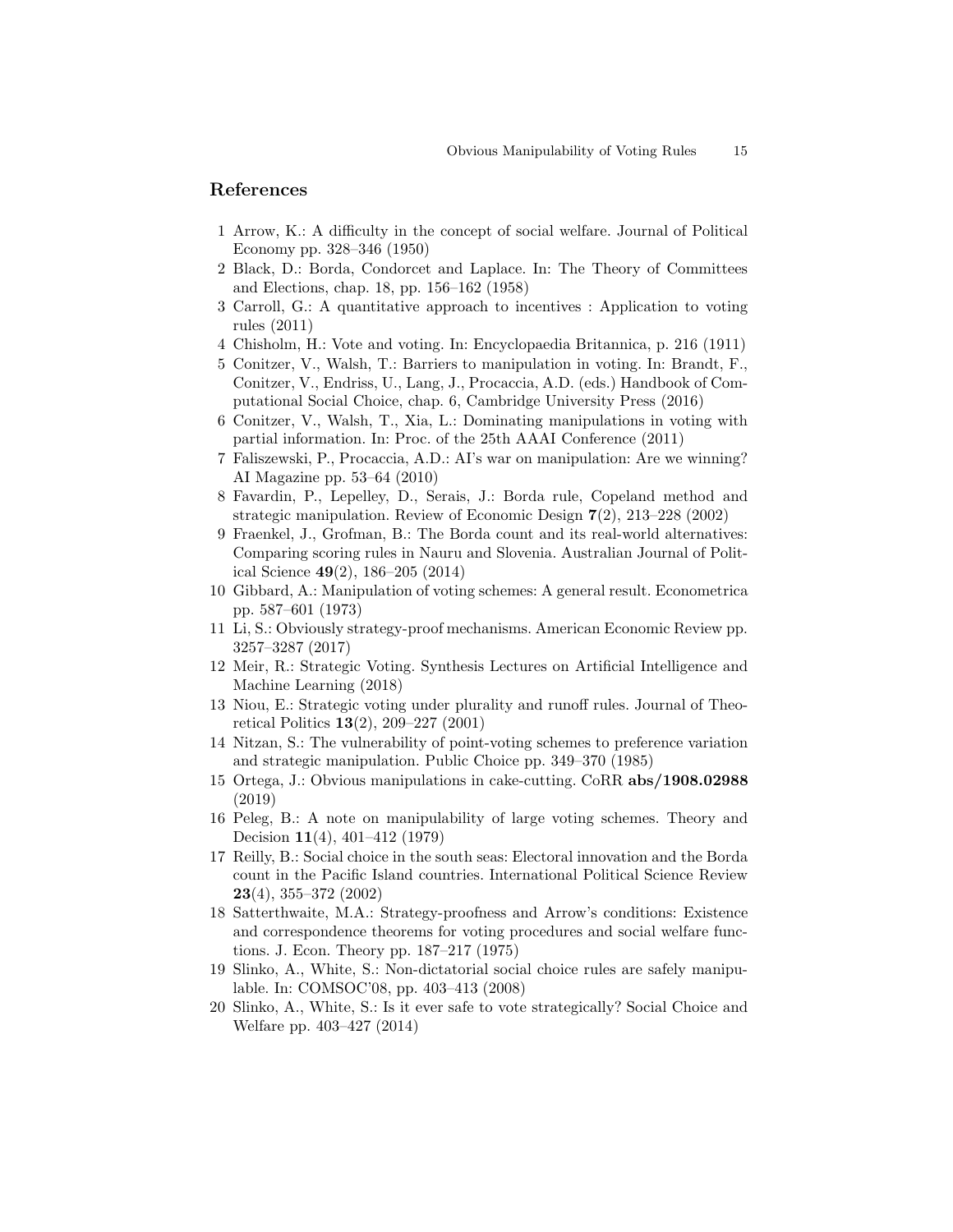## References

1 Arrow, K.: A difficulty in the concept of social welfare. Journal of Political Economy pp. 328–346 (1950)

2 Black, D.: Borda, Condorcet and Laplace. In: The Theory of Committees and Elections, chap. 18, pp. 156–162 (1958)

3 Carroll, G.: A quantitative approach to incentives : Application to voting rules (2011)

4 Chisholm, H.: Vote and voting. In: Encyclopaedia Britannica, p. 216 (1911)

5 Conitzer, V., Walsh, T.: Barriers to manipulation in voting. In: Brandt, F., Conitzer, V., Endriss, U., Lang, J., Procaccia, A.D. (eds.) Handbook of Computational Social Choice, chap. 6, Cambridge University Press (2016)

6 Conitzer, V., Walsh, T., Xia, L.: Dominating manipulations in voting with partial information. In: Proc. of the 25th AAAI Conference (2011)

7 Faliszewski, P., Procaccia, A.D.: AI's war on manipulation: Are we winning? AI Magazine pp. 53–64 (2010)

8 Favardin, P., Lepelley, D., Serais, J.: Borda rule, Copeland method and strategic manipulation. Review of Economic Design **7**(2), 213–228 (2002)

9 Fraenkel, J., Grofman, B.: The Borda count and its real-world alternatives: Comparing scoring rules in Nauru and Slovenia. Australian Journal of Political Science **49**(2), 186–205 (2014)

10 Gibbard, A.: Manipulation of voting schemes: A general result. Econometrica pp. 587–601 (1973)

11 Li, S.: Obviously strategy-proof mechanisms. American Economic Review pp. 3257–3287 (2017)

12 Meir, R.: Strategic Voting. Synthesis Lectures on Artificial Intelligence and Machine Learning (2018)

13 Niou, E.: Strategic voting under plurality and runoff rules. Journal of Theoretical Politics **13**(2), 209–227 (2001)

14 Nitzan, S.: The vulnerability of point-voting schemes to preference variation and strategic manipulation. Public Choice pp. 349–370 (1985)

15 Ortega, J.: Obvious manipulations in cake-cutting. CoRR **abs/1908.02988** (2019)

16 Peleg, B.: A note on manipulability of large voting schemes. Theory and Decision **11**(4), 401–412 (1979)

17 Reilly, B.: Social choice in the south seas: Electoral innovation and the Borda count in the Pacific Island countries. International Political Science Review **23**(4), 355–372 (2002)

18 Satterthwaite, M.A.: Strategy-proofness and Arrow's conditions: Existence and correspondence theorems for voting procedures and social welfare functions. J. Econ. Theory pp. 187–217 (1975)

19 Slinko, A., White, S.: Non-dictatorial social choice rules are safely manipulable. In: COMSOC'08, pp. 403–413 (2008)

20 Slinko, A., White, S.: Is it ever safe to vote strategically? Social Choice and Welfare pp. 403–427 (2014)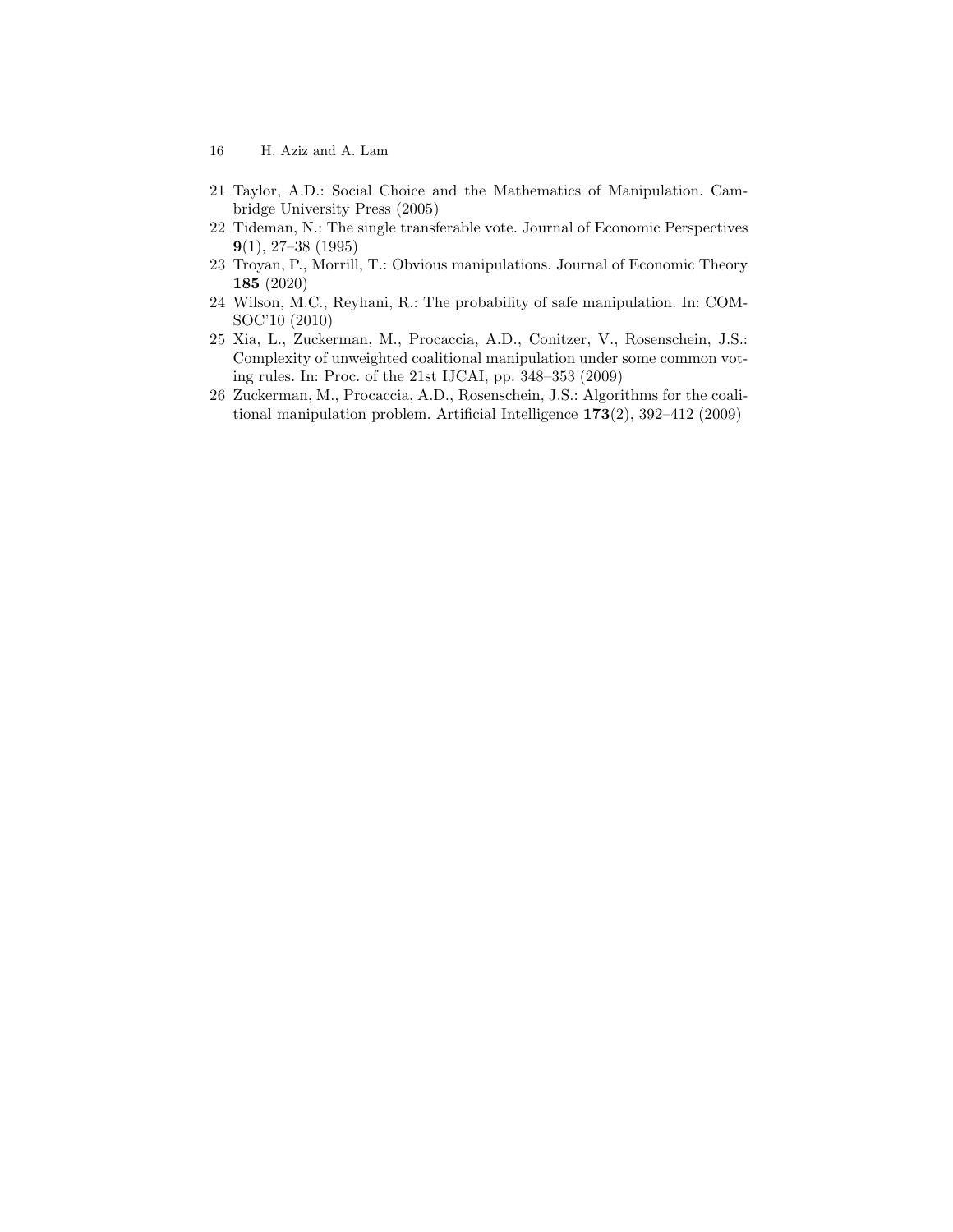21. Taylor, A.D.: Social Choice and the Mathematics of Manipulation. Cambridge University Press (2005)
22. Tideman, N.: The single transferable vote. Journal of Economic Perspectives **9**(1), 27–38 (1995)
23. Troyan, P., Morrill, T.: Obvious manipulations. Journal of Economic Theory **185** (2020)
24. Wilson, M.C., Reyhani, R.: The probability of safe manipulation. In: COMSOC'10 (2010)
25. Xia, L., Zuckerman, M., Procaccia, A.D., Conitzer, V., Rosenschein, J.S.: Complexity of unweighted coalitional manipulation under some common voting rules. In: Proc. of the 21st IJCAI, pp. 348–353 (2009)
26. Zuckerman, M., Procaccia, A.D., Rosenschein, J.S.: Algorithms for the coalitional manipulation problem. Artificial Intelligence **173**(2), 392–412 (2009)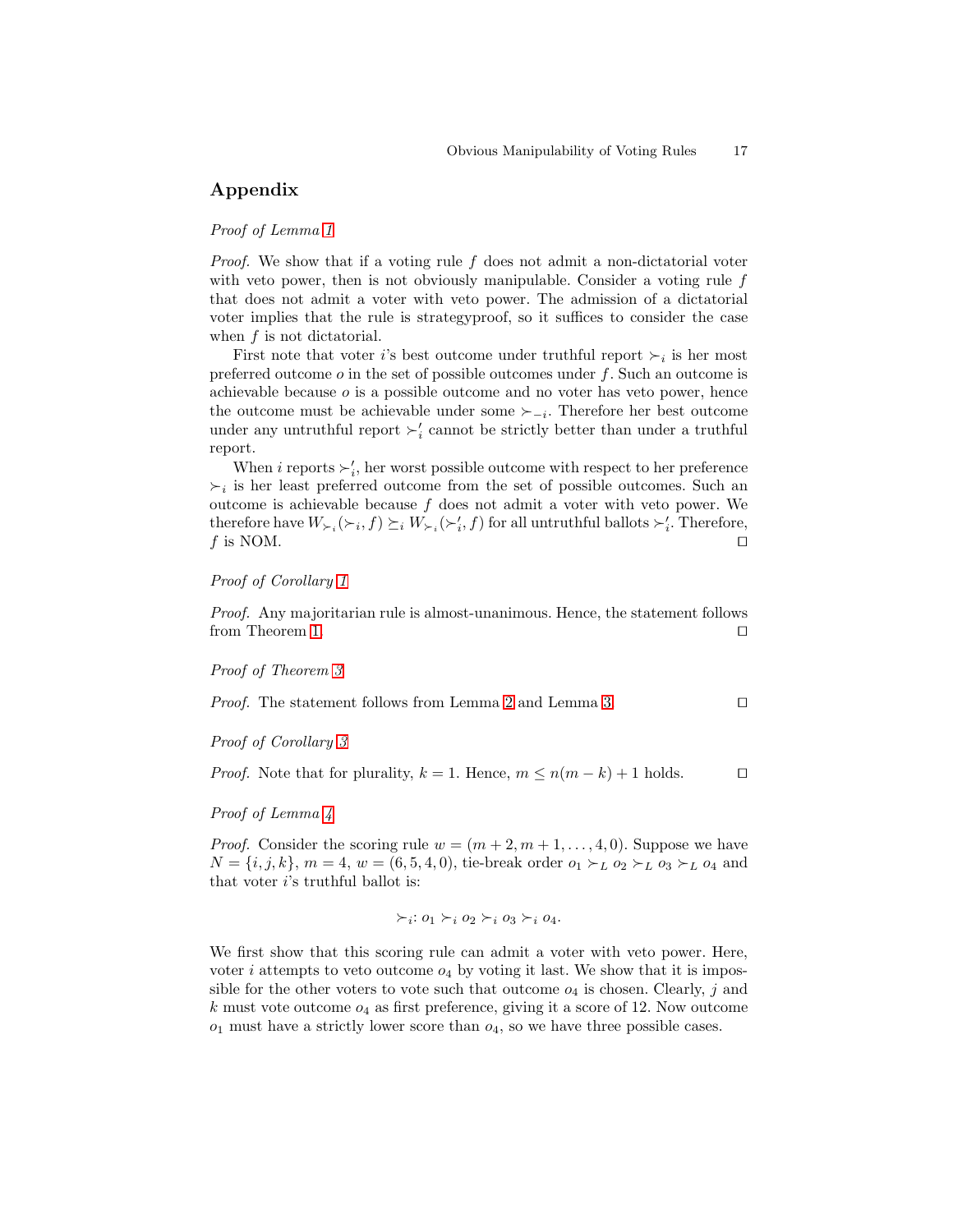## Appendix

*Proof of Lemma 1*

*Proof.* We show that if a voting rule $f$ does not admit a non-dictatorial voter with veto power, then is not obviously manipulable. Consider a voting rule $f$ that does not admit a voter with veto power. The admission of a dictatorial voter implies that the rule is strategyproof, so it suffices to consider the case when $f$ is not dictatorial.

First note that voter $i$'s best outcome under truthful report $\succ_i$ is her most preferred outcome $o$ in the set of possible outcomes under $f$. Such an outcome is achievable because $o$ is a possible outcome and no voter has veto power, hence the outcome must be achievable under some $\succ_{-i}$. Therefore her best outcome under any untruthful report $\succ_i'$ cannot be strictly better than under a truthful report.

When $i$ reports $\succ_i'$, her worst possible outcome with respect to her preference $\succ_i$ is her least preferred outcome from the set of possible outcomes. Such an outcome is achievable because $f$ does not admit a voter with veto power. We therefore have $W_{\succ_i}(\succ_i, f) \succeq_i W_{\succ_i}(\succ_i', f)$ for all untruthful ballots $\succ_i'$. Therefore, $f$ is NOM. $\square$

*Proof of Corollary 1*

*Proof.* Any majoritarian rule is almost-unanimous. Hence, the statement follows from Theorem 1. $\square$

*Proof of Theorem 3*

*Proof.* The statement follows from Lemma 2 and Lemma 3. $\square$

*Proof of Corollary 3*

*Proof.* Note that for plurality, $k = 1$. Hence, $m \leq n(m-k)+1$ holds. $\square$

*Proof of Lemma 4*

*Proof.* Consider the scoring rule $w = (m+2, m+1, \ldots, 4, 0)$. Suppose we have $N = \{i, j, k\}$, $m = 4$, $w = (6, 5, 4, 0)$, tie-break order $o_1 \succ_L o_2 \succ_L o_3 \succ_L o_4$ and that voter $i$'s truthful ballot is:

$$\succ_i: o_1 \succ_i o_2 \succ_i o_3 \succ_i o_4.$$

We first show that this scoring rule can admit a voter with veto power. Here, voter $i$ attempts to veto outcome $o_4$ by voting it last. We show that it is impossible for the other voters to vote such that outcome $o_4$ is chosen. Clearly, $j$ and $k$ must vote outcome $o_4$ as first preference, giving it a score of 12. Now outcome $o_1$ must have a strictly lower score than $o_4$, so we have three possible cases.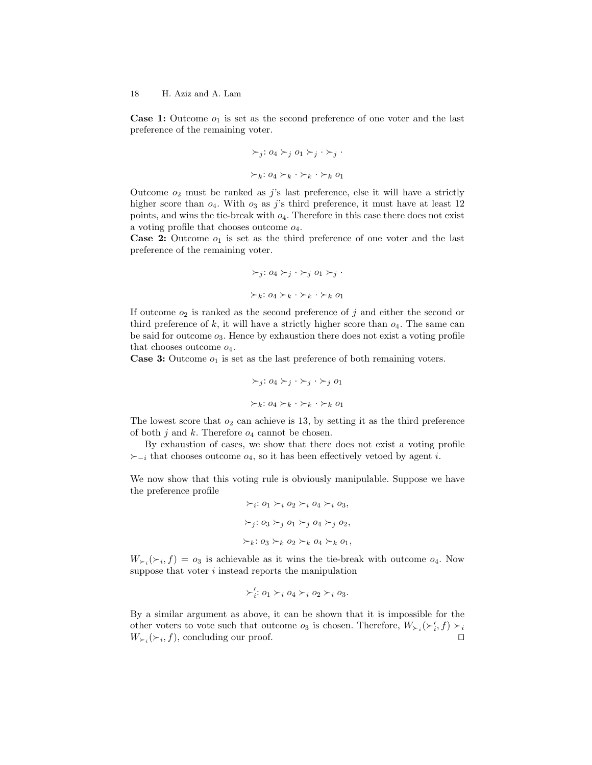**Case 1:** Outcome $o_1$ is set as the second preference of one voter and the last preference of the remaining voter.

$$\succ_j: o_4 \succ_j o_1 \succ_j \cdot \succ_j \cdot$$

$$\succ_k: o_4 \succ_k \cdot \succ_k \cdot \succ_k o_1$$

Outcome $o_2$ must be ranked as $j$'s last preference, else it will have a strictly higher score than $o_4$. With $o_3$ as $j$'s third preference, it must have at least 12 points, and wins the tie-break with $o_4$. Therefore in this case there does not exist a voting profile that chooses outcome $o_4$.

**Case 2:** Outcome $o_1$ is set as the third preference of one voter and the last preference of the remaining voter.

$$\succ_j: o_4 \succ_j \cdot \succ_j o_1 \succ_j \cdot$$

$$\succ_k: o_4 \succ_k \cdot \succ_k \cdot \succ_k o_1$$

If outcome $o_2$ is ranked as the second preference of $j$ and either the second or third preference of $k$, it will have a strictly higher score than $o_4$. The same can be said for outcome $o_3$. Hence by exhaustion there does not exist a voting profile that chooses outcome $o_4$.

**Case 3:** Outcome $o_1$ is set as the last preference of both remaining voters.

$$\succ_j: o_4 \succ_j \cdot \succ_j \cdot \succ_j o_1$$

$$\succ_k: o_4 \succ_k \cdot \succ_k \cdot \succ_k o_1$$

The lowest score that $o_2$ can achieve is 13, by setting it as the third preference of both $j$ and $k$. Therefore $o_4$ cannot be chosen.

By exhaustion of cases, we show that there does not exist a voting profile $\succ_{-i}$ that chooses outcome $o_4$, so it has been effectively vetoed by agent $i$.

We now show that this voting rule is obviously manipulable. Suppose we have the preference profile

$$\succ_i: o_1 \succ_i o_2 \succ_i o_4 \succ_i o_3,$$

$$\succ_j: o_3 \succ_j o_1 \succ_j o_4 \succ_j o_2,$$

$$\succ_k: o_3 \succ_k o_2 \succ_k o_4 \succ_k o_1,$$

$W_{\succ_i}(\succ_i, f) = o_3$ is achievable as it wins the tie-break with outcome $o_4$. Now suppose that voter $i$ instead reports the manipulation

$$\succ_i': o_1 \succ_i o_4 \succ_i o_2 \succ_i o_3.$$

By a similar argument as above, it can be shown that it is impossible for the other voters to vote such that outcome $o_3$ is chosen. Therefore, $W_{\succ_i}(\succ_i', f) \succ_i W_{\succ_i}(\succ_i, f)$, concluding our proof. $\square$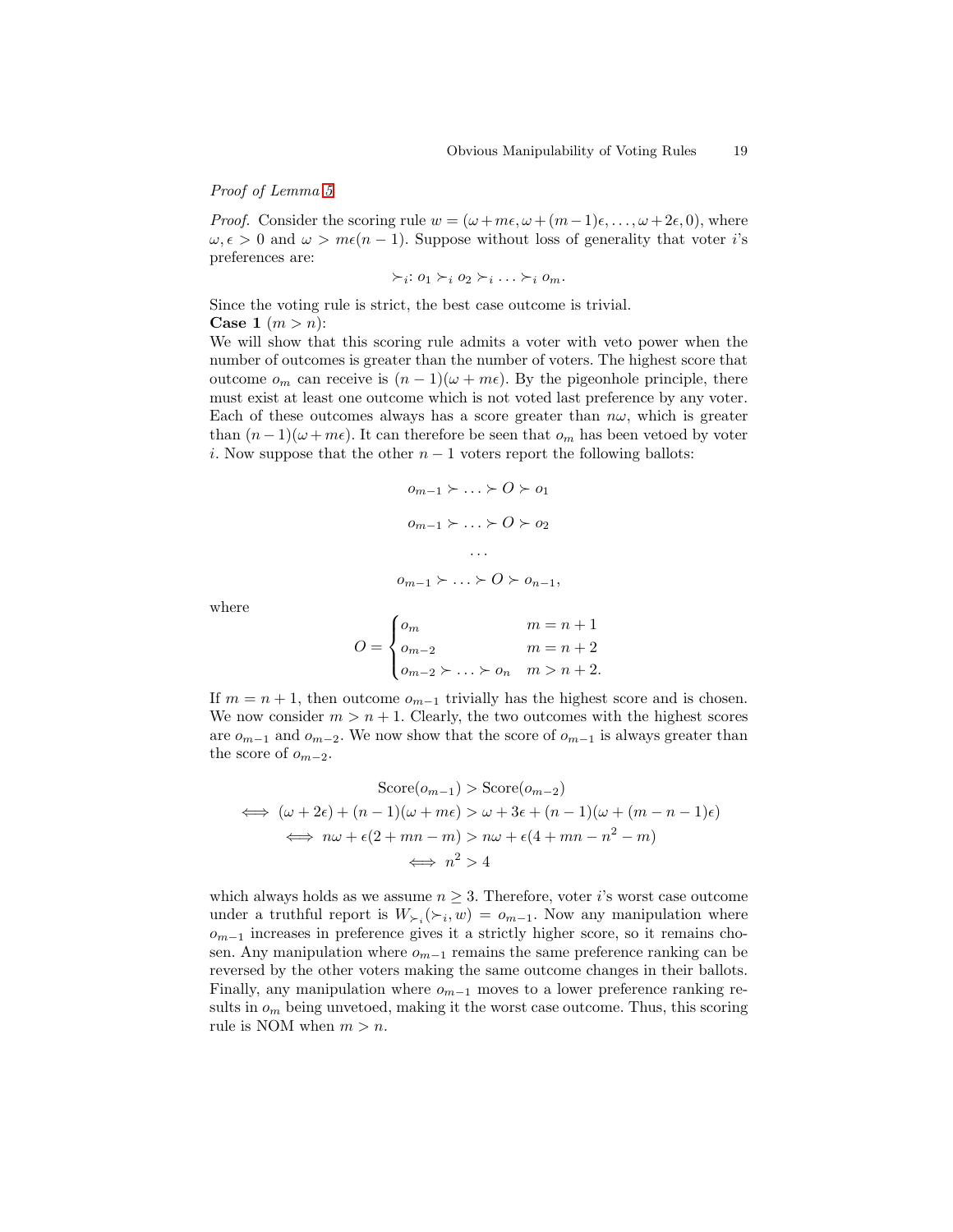*Proof of Lemma 5*

*Proof.* Consider the scoring rule $w = (\omega + m\epsilon, \omega + (m-1)\epsilon, \ldots, \omega + 2\epsilon, 0)$, where $\omega, \epsilon > 0$ and $\omega > m\epsilon(n-1)$. Suppose without loss of generality that voter $i$'s preferences are:

$$\succ_i: o_1 \succ_i o_2 \succ_i \ldots \succ_i o_m.$$

Since the voting rule is strict, the best case outcome is trivial.
**Case 1** ($m > n$):
We will show that this scoring rule admits a voter with veto power when the number of outcomes is greater than the number of voters. The highest score that outcome $o_m$ can receive is $(n-1)(\omega + m\epsilon)$. By the pigeonhole principle, there must exist at least one outcome which is not voted last preference by any voter. Each of these outcomes always has a score greater than $n\omega$, which is greater than $(n-1)(\omega + m\epsilon)$. It can therefore be seen that $o_m$ has been vetoed by voter $i$. Now suppose that the other $n-1$ voters report the following ballots:

$$o_{m-1} \succ \ldots \succ O \succ o_1$$

$$o_{m-1} \succ \ldots \succ O \succ o_2$$

$$\ldots$$

$$o_{m-1} \succ \ldots \succ O \succ o_{n-1},$$

where

$$O = \begin{cases} o_m & m = n+1 \\ o_{m-2} & m = n+2 \\ o_{m-2} \succ \ldots \succ o_n & m > n+2. \end{cases}$$

If $m = n+1$, then outcome $o_{m-1}$ trivially has the highest score and is chosen. We now consider $m > n+1$. Clearly, the two outcomes with the highest scores are $o_{m-1}$ and $o_{m-2}$. We now show that the score of $o_{m-1}$ is always greater than the score of $o_{m-2}$.

$$\begin{aligned}
&\text{Score}(o_{m-1}) > \text{Score}(o_{m-2}) \\
\iff &(\omega + 2\epsilon) + (n-1)(\omega + m\epsilon) > \omega + 3\epsilon + (n-1)(\omega + (m-n-1)\epsilon) \\
\iff &n\omega + \epsilon(2 + mn - m) > n\omega + \epsilon(4 + mn - n^2 - m) \\
\iff &n^2 > 4
\end{aligned}$$

which always holds as we assume $n \geq 3$. Therefore, voter $i$'s worst case outcome under a truthful report is $W_{\succ_i}(\succ_i, w) = o_{m-1}$. Now any manipulation where $o_{m-1}$ increases in preference gives it a strictly higher score, so it remains chosen. Any manipulation where $o_{m-1}$ remains the same preference ranking can be reversed by the other voters making the same outcome changes in their ballots. Finally, any manipulation where $o_{m-1}$ moves to a lower preference ranking results in $o_m$ being unvetoed, making it the worst case outcome. Thus, this scoring rule is NOM when $m > n$.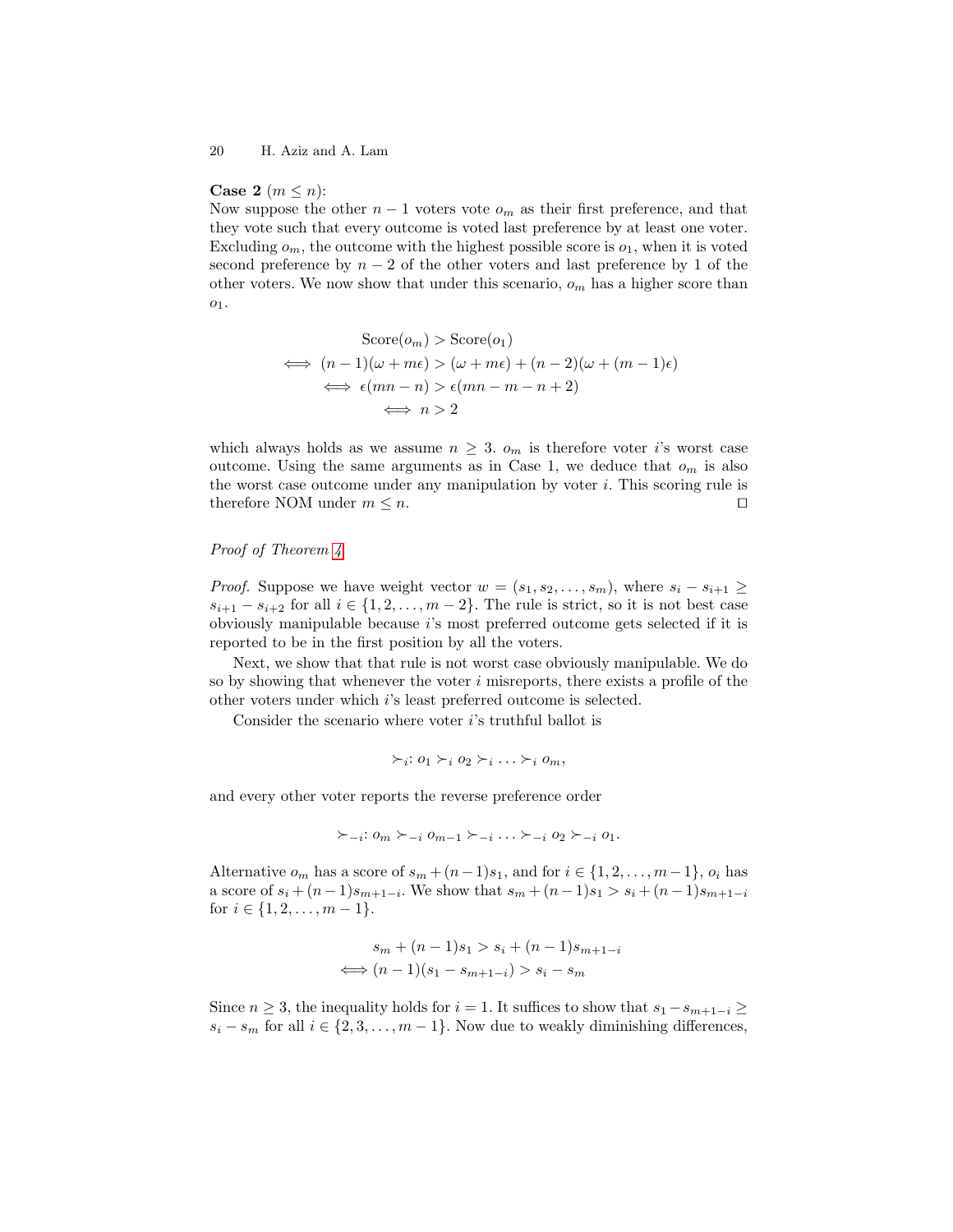**Case 2** ($m \leq n$):
Now suppose the other $n-1$ voters vote $o_m$ as their first preference, and that they vote such that every outcome is voted last preference by at least one voter. Excluding $o_m$, the outcome with the highest possible score is $o_1$, when it is voted second preference by $n-2$ of the other voters and last preference by 1 of the other voters. We now show that under this scenario, $o_m$ has a higher score than $o_1$.

$$
\begin{aligned}
& \text{Score}(o_m) > \text{Score}(o_1) \\
\iff & (n-1)(\omega + m\epsilon) > (\omega + m\epsilon) + (n-2)(\omega + (m-1)\epsilon) \\
\iff & \epsilon(mn - n) > \epsilon(mn - m - n + 2) \\
\iff & n > 2
\end{aligned}
$$

which always holds as we assume $n \geq 3$. $o_m$ is therefore voter $i$'s worst case outcome. Using the same arguments as in Case 1, we deduce that $o_m$ is also the worst case outcome under any manipulation by voter $i$. This scoring rule is therefore NOM under $m \leq n$. □

*Proof of Theorem 4*

*Proof.* Suppose we have weight vector $w = (s_1, s_2, \ldots, s_m)$, where $s_i - s_{i+1} \geq s_{i+1} - s_{i+2}$ for all $i \in \{1, 2, \ldots, m-2\}$. The rule is strict, so it is not best case obviously manipulable because $i$'s most preferred outcome gets selected if it is reported to be in the first position by all the voters.

Next, we show that that rule is not worst case obviously manipulable. We do so by showing that whenever the voter $i$ misreports, there exists a profile of the other voters under which $i$'s least preferred outcome is selected.

Consider the scenario where voter $i$'s truthful ballot is

$$\succ_i: o_1 \succ_i o_2 \succ_i \ldots \succ_i o_m,$$

and every other voter reports the reverse preference order

$$\succ_{-i}: o_m \succ_{-i} o_{m-1} \succ_{-i} \ldots \succ_{-i} o_2 \succ_{-i} o_1.$$

Alternative $o_m$ has a score of $s_m + (n-1)s_1$, and for $i \in \{1, 2, \ldots, m-1\}$, $o_i$ has a score of $s_i + (n-1)s_{m+1-i}$. We show that $s_m + (n-1)s_1 > s_i + (n-1)s_{m+1-i}$ for $i \in \{1, 2, \ldots, m-1\}$.

$$
\begin{aligned}
& s_m + (n-1)s_1 > s_i + (n-1)s_{m+1-i} \\
\iff & (n-1)(s_1 - s_{m+1-i}) > s_i - s_m
\end{aligned}
$$

Since $n \geq 3$, the inequality holds for $i = 1$. It suffices to show that $s_1 - s_{m+1-i} \geq s_i - s_m$ for all $i \in \{2, 3, \ldots, m-1\}$. Now due to weakly diminishing differences,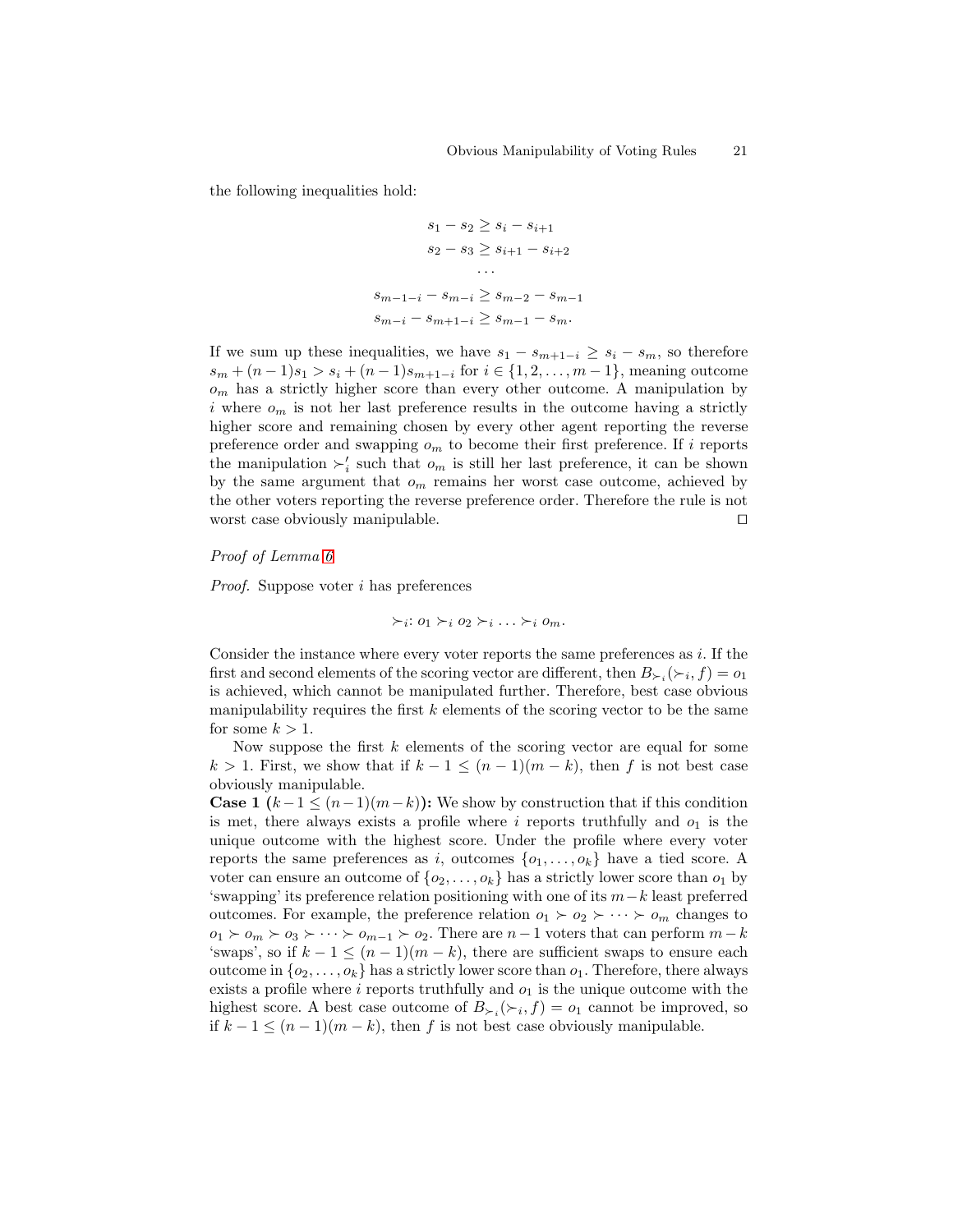the following inequalities hold:

$$
\begin{aligned}
s_1 - s_2 &\geq s_i - s_{i+1} \\
s_2 - s_3 &\geq s_{i+1} - s_{i+2} \\
&\dots \\
s_{m-1-i} - s_{m-i} &\geq s_{m-2} - s_{m-1} \\
s_{m-i} - s_{m+1-i} &\geq s_{m-1} - s_m.
\end{aligned}
$$

If we sum up these inequalities, we have $s_1 - s_{m+1-i} \geq s_i - s_m$, so therefore $s_m + (n-1)s_1 > s_i + (n-1)s_{m+1-i}$ for $i \in \{1, 2, \dots, m-1\}$, meaning outcome $o_m$ has a strictly higher score than every other outcome. A manipulation by $i$ where $o_m$ is not her last preference results in the outcome having a strictly higher score and remaining chosen by every other agent reporting the reverse preference order and swapping $o_m$ to become their first preference. If $i$ reports the manipulation $\succ'_i$ such that $o_m$ is still her last preference, it can be shown by the same argument that $o_m$ remains her worst case outcome, achieved by the other voters reporting the reverse preference order. Therefore the rule is not worst case obviously manipulable. □

*Proof of Lemma 6*

*Proof.* Suppose voter $i$ has preferences

$$\succ_i: o_1 \succ_i o_2 \succ_i \dots \succ_i o_m.$$

Consider the instance where every voter reports the same preferences as $i$. If the first and second elements of the scoring vector are different, then $B_{\succ_i}(\succ_i, f) = o_1$ is achieved, which cannot be manipulated further. Therefore, best case obvious manipulability requires the first $k$ elements of the scoring vector to be the same for some $k > 1$.

Now suppose the first $k$ elements of the scoring vector are equal for some $k > 1$. First, we show that if $k - 1 \leq (n-1)(m-k)$, then $f$ is not best case obviously manipulable.

**Case 1 ($k-1 \leq (n-1)(m-k)$):** We show by construction that if this condition is met, there always exists a profile where $i$ reports truthfully and $o_1$ is the unique outcome with the highest score. Under the profile where every voter reports the same preferences as $i$, outcomes $\{o_1, \dots, o_k\}$ have a tied score. A voter can ensure an outcome of $\{o_2, \dots, o_k\}$ has a strictly lower score than $o_1$ by 'swapping' its preference relation positioning with one of its $m-k$ least preferred outcomes. For example, the preference relation $o_1 \succ o_2 \succ \dots \succ o_m$ changes to $o_1 \succ o_m \succ o_3 \succ \dots \succ o_{m-1} \succ o_2$. There are $n-1$ voters that can perform $m-k$ 'swaps', so if $k - 1 \leq (n-1)(m-k)$, there are sufficient swaps to ensure each outcome in $\{o_2, \dots, o_k\}$ has a strictly lower score than $o_1$. Therefore, there always exists a profile where $i$ reports truthfully and $o_1$ is the unique outcome with the highest score. A best case outcome of $B_{\succ_i}(\succ_i, f) = o_1$ cannot be improved, so if $k - 1 \leq (n-1)(m-k)$, then $f$ is not best case obviously manipulable.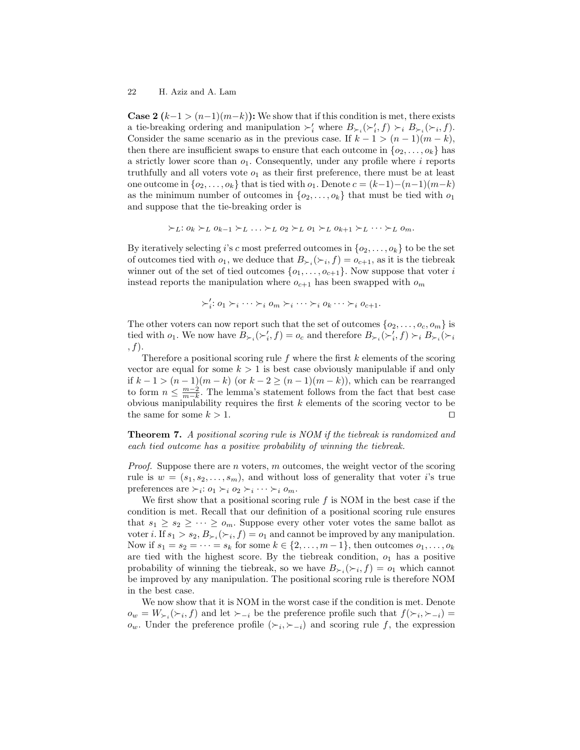**Case 2 ($k-1 > (n-1)(m-k)$):** We show that if this condition is met, there exists a tie-breaking ordering and manipulation $\succ_i'$ where $B_{\succ_i}(\succ_i', f) \succ_i B_{\succ_i}(\succ_i, f)$. Consider the same scenario as in the previous case. If $k-1 > (n-1)(m-k)$, then there are insufficient swaps to ensure that each outcome in $\{o_2, \ldots, o_k\}$ has a strictly lower score than $o_1$. Consequently, under any profile where $i$ reports truthfully and all voters vote $o_1$ as their first preference, there must be at least one outcome in $\{o_2, \ldots, o_k\}$ that is tied with $o_1$. Denote $c = (k-1)-(n-1)(m-k)$ as the minimum number of outcomes in $\{o_2, \ldots, o_k\}$ that must be tied with $o_1$ and suppose that the tie-breaking order is

$$\succ_L : o_k \succ_L o_{k-1} \succ_L \ldots \succ_L o_2 \succ_L o_1 \succ_L o_{k+1} \succ_L \cdots \succ_L o_m.$$

By iteratively selecting $i$'s $c$ most preferred outcomes in $\{o_2, \ldots, o_k\}$ to be the set of outcomes tied with $o_1$, we deduce that $B_{\succ_i}(\succ_i, f) = o_{c+1}$, as it is the tiebreak winner out of the set of tied outcomes $\{o_1, \ldots, o_{c+1}\}$. Now suppose that voter $i$ instead reports the manipulation where $o_{c+1}$ has been swapped with $o_m$

$$\succ_i' : o_1 \succ_i \cdots \succ_i o_m \succ_i \cdots \succ_i o_k \cdots \succ_i o_{c+1}.$$

The other voters can now report such that the set of outcomes $\{o_2, \ldots, o_c, o_m\}$ is tied with $o_1$. We now have $B_{\succ_i}(\succ_i', f) = o_c$ and therefore $B_{\succ_i}(\succ_i', f) \succ_i B_{\succ_i}(\succ_i, f)$.

Therefore a positional scoring rule $f$ where the first $k$ elements of the scoring vector are equal for some $k > 1$ is best case obviously manipulable if and only if $k - 1 > (n-1)(m-k)$ (or $k - 2 \geq (n-1)(m-k)$), which can be rearranged to form $n \leq \frac{m-2}{m-k}$. The lemma's statement follows from the fact that best case obvious manipulability requires the first $k$ elements of the scoring vector to be the same for some $k > 1$. $\square$

**Theorem 7.** *A positional scoring rule is NOM if the tiebreak is randomized and each tied outcome has a positive probability of winning the tiebreak.*

*Proof.* Suppose there are $n$ voters, $m$ outcomes, the weight vector of the scoring rule is $w = (s_1, s_2, \ldots, s_m)$, and without loss of generality that voter $i$'s true preferences are $\succ_i : o_1 \succ_i o_2 \succ_i \cdots \succ_i o_m$.

We first show that a positional scoring rule $f$ is NOM in the best case if the condition is met. Recall that our definition of a positional scoring rule ensures that $s_1 \geq s_2 \geq \cdots \geq o_m$. Suppose every other voter votes the same ballot as voter $i$. If $s_1 > s_2$, $B_{\succ_i}(\succ_i, f) = o_1$ and cannot be improved by any manipulation. Now if $s_1 = s_2 = \cdots = s_k$ for some $k \in \{2, \ldots, m-1\}$, then outcomes $o_1, \ldots, o_k$ are tied with the highest score. By the tiebreak condition, $o_1$ has a positive probability of winning the tiebreak, so we have $B_{\succ_i}(\succ_i, f) = o_1$ which cannot be improved by any manipulation. The positional scoring rule is therefore NOM in the best case.

We now show that it is NOM in the worst case if the condition is met. Denote $o_w = W_{\succ_i}(\succ_i, f)$ and let $\succ_{-i}$ be the preference profile such that $f(\succ_i, \succ_{-i}) = o_w$. Under the preference profile $(\succ_i, \succ_{-i})$ and scoring rule $f$, the expression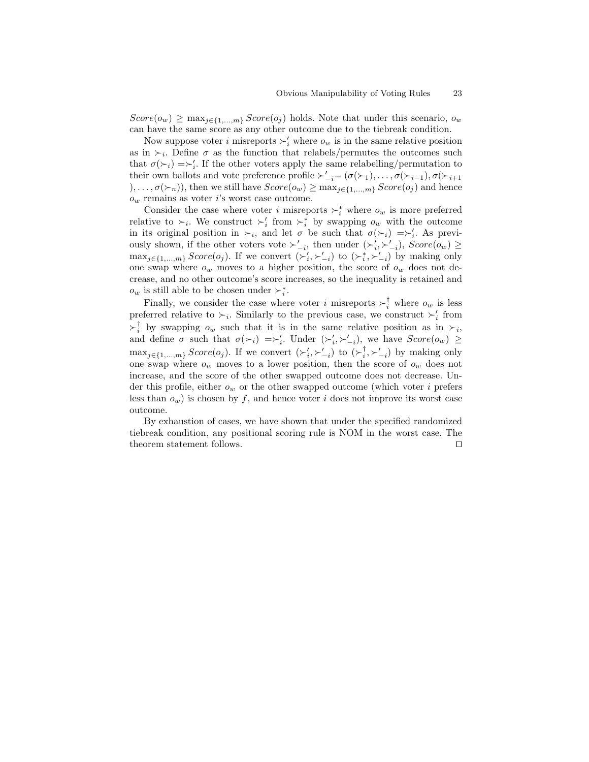$Score(o_w) \geq \max_{j\in\{1,\ldots,m\}} Score(o_j)$ holds. Note that under this scenario, $o_w$ can have the same score as any other outcome due to the tiebreak condition.

Now suppose voter $i$ misreports $\succ_i'$ where $o_w$ is in the same relative position as in $\succ_i$. Define $\sigma$ as the function that relabels/permutes the outcomes such that $\sigma(\succ_i) = \succ_i'$. If the other voters apply the same relabelling/permutation to their own ballots and vote preference profile $\succ_{-i}' = (\sigma(\succ_1), \ldots, \sigma(\succ_{i-1}), \sigma(\succ_{i+1}), \ldots, \sigma(\succ_n))$, then we still have $Score(o_w) \geq \max_{j\in\{1,\ldots,m\}} Score(o_j)$ and hence $o_w$ remains as voter $i$'s worst case outcome.

Consider the case where voter $i$ misreports $\succ_i^*$ where $o_w$ is more preferred relative to $\succ_i$. We construct $\succ_i'$ from $\succ_i^*$ by swapping $o_w$ with the outcome in its original position in $\succ_i$, and let $\sigma$ be such that $\sigma(\succ_i) = \succ_i'$. As previously shown, if the other voters vote $\succ_{-i}'$, then under $(\succ_i', \succ_{-i}')$, $Score(o_w) \geq \max_{j\in\{1,\ldots,m\}} Score(o_j)$. If we convert $(\succ_i', \succ_{-i}')$ to $(\succ_i^*, \succ_{-i}')$ by making only one swap where $o_w$ moves to a higher position, the score of $o_w$ does not decrease, and no other outcome's score increases, so the inequality is retained and $o_w$ is still able to be chosen under $\succ_i^*$.

Finally, we consider the case where voter $i$ misreports $\succ_i^\dagger$ where $o_w$ is less preferred relative to $\succ_i$. Similarly to the previous case, we construct $\succ_i'$ from $\succ_i^\dagger$ by swapping $o_w$ such that it is in the same relative position as in $\succ_i$, and define $\sigma$ such that $\sigma(\succ_i) = \succ_i'$. Under $(\succ_i', \succ_{-i}')$, we have $Score(o_w) \geq \max_{j\in\{1,\ldots,m\}} Score(o_j)$. If we convert $(\succ_i', \succ_{-i}')$ to $(\succ_i^\dagger, \succ_{-i}')$ by making only one swap where $o_w$ moves to a lower position, then the score of $o_w$ does not increase, and the score of the other swapped outcome does not decrease. Under this profile, either $o_w$ or the other swapped outcome (which voter $i$ prefers less than $o_w$) is chosen by $f$, and hence voter $i$ does not improve its worst case outcome.

By exhaustion of cases, we have shown that under the specified randomized tiebreak condition, any positional scoring rule is NOM in the worst case. The theorem statement follows. $\square$